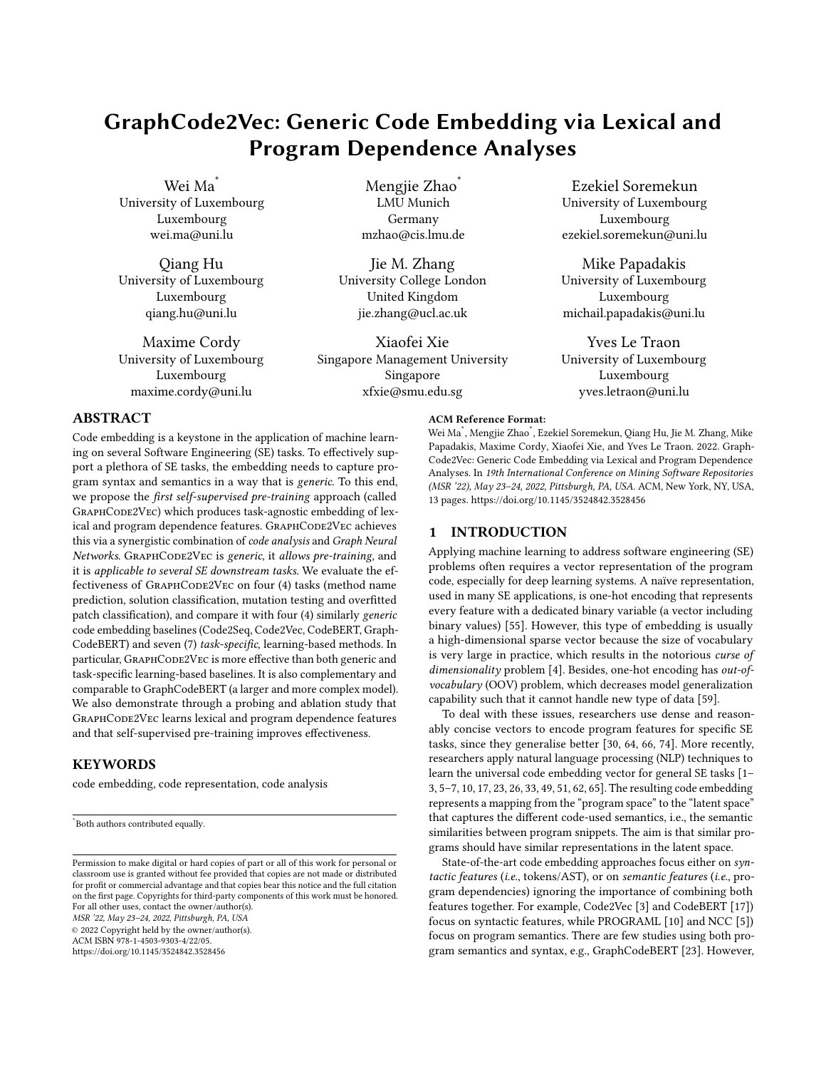# GraphCode2Vec: Generic Code Embedding via Lexical and Program Dependence Analyses

Wei Ma[*]
University of Luxembourg
Luxembourg
wei.ma@uni.lu

Mengjie Zhao[*]
LMU Munich
Germany
mzhao@cis.lmu.de

Ezekiel Soremekun
University of Luxembourg
Luxembourg
ezekiel.soremekun@uni.lu

Qiang Hu
University of Luxembourg
Luxembourg
qiang.hu@uni.lu

Jie M. Zhang
University College London
United Kingdom
jie.zhang@ucl.ac.uk

Mike Papadakis
University of Luxembourg
Luxembourg
michail.papadakis@uni.lu

Maxime Cordy
University of Luxembourg
Luxembourg
maxime.cordy@uni.lu

Xiaofei Xie
Singapore Management University
Singapore
xfxie@smu.edu.sg

Yves Le Traon
University of Luxembourg
Luxembourg
yves.letraon@uni.lu

## ABSTRACT

Code embedding is a keystone in the application of machine learning on several Software Engineering (SE) tasks. To effectively support a plethora of SE tasks, the embedding needs to capture program syntax and semantics in a way that is *generic*. To this end, we propose the *first self-supervised pre-training* approach (called GraphCode2Vec) which produces task-agnostic embedding of lexical and program dependence features. GraphCode2Vec achieves this via a synergistic combination of *code analysis* and *Graph Neural Networks*. GraphCode2Vec is *generic*, it *allows pre-training*, and it is *applicable to several SE downstream tasks*. We evaluate the effectiveness of GraphCode2Vec on four (4) tasks (method name prediction, solution classification, mutation testing and overfitted patch classification), and compare it with four (4) similarly *generic* code embedding baselines (Code2Seq, Code2Vec, CodeBERT, GraphCodeBERT) and seven (7) *task-specific*, learning-based methods. In particular, GraphCode2Vec is more effective than both generic and task-specific learning-based baselines. It is also complementary and comparable to GraphCodeBERT (a larger and more complex model). We also demonstrate through a probing and ablation study that GraphCode2Vec learns lexical and program dependence features and that self-supervised pre-training improves effectiveness.

## KEYWORDS

code embedding, code representation, code analysis

[*]Both authors contributed equally.

Permission to make digital or hard copies of part or all of this work for personal or classroom use is granted without fee provided that copies are not made or distributed for profit or commercial advantage and that copies bear this notice and the full citation on the first page. Copyrights for third-party components of this work must be honored. For all other uses, contact the owner/author(s).
*MSR '22, May 23–24, 2022, Pittsburgh, PA, USA*
© 2022 Copyright held by the owner/author(s).
ACM ISBN 978-1-4503-9303-4/22/05.
https://doi.org/10.1145/3524842.3528456

**ACM Reference Format:**
Wei Ma[*], Mengjie Zhao[*], Ezekiel Soremekun, Qiang Hu, Jie M. Zhang, Mike Papadakis, Maxime Cordy, Xiaofei Xie, and Yves Le Traon. 2022. GraphCode2Vec: Generic Code Embedding via Lexical and Program Dependence Analyses. In *19th International Conference on Mining Software Repositories (MSR '22), May 23–24, 2022, Pittsburgh, PA, USA.* ACM, New York, NY, USA, 13 pages. https://doi.org/10.1145/3524842.3528456

## 1 INTRODUCTION

Applying machine learning to address software engineering (SE) problems often requires a vector representation of the program code, especially for deep learning systems. A naïve representation, used in many SE applications, is one-hot encoding that represents every feature with a dedicated binary variable (a vector including binary values) [55]. However, this type of embedding is usually a high-dimensional sparse vector because the size of vocabulary is very large in practice, which results in the notorious *curse of dimensionality* problem [4]. Besides, one-hot encoding has *out-of-vocabulary* (OOV) problem, which decreases model generalization capability such that it cannot handle new type of data [59].

To deal with these issues, researchers use dense and reasonably concise vectors to encode program features for specific SE tasks, since they generalise better [30, 64, 66, 74]. More recently, researchers apply natural language processing (NLP) techniques to learn the universal code embedding vector for general SE tasks [1–3, 5–7, 10, 17, 23, 26, 33, 49, 51, 62, 65]. The resulting code embedding represents a mapping from the "program space" to the "latent space" that captures the different code-used semantics, i.e., the semantic similarities between program snippets. The aim is that similar programs should have similar representations in the latent space.

State-of-the-art code embedding approaches focus either on *syntactic features* (*i.e.*, tokens/AST), or on *semantic features* (*i.e.*, program dependencies) ignoring the importance of combining both features together. For example, Code2Vec [3] and CodeBERT [17]) focus on syntactic features, while PROGRAML [10] and NCC [5]) focus on program semantics. There are few studies using both program semantics and syntax, e.g., GraphCodeBERT [23]. However,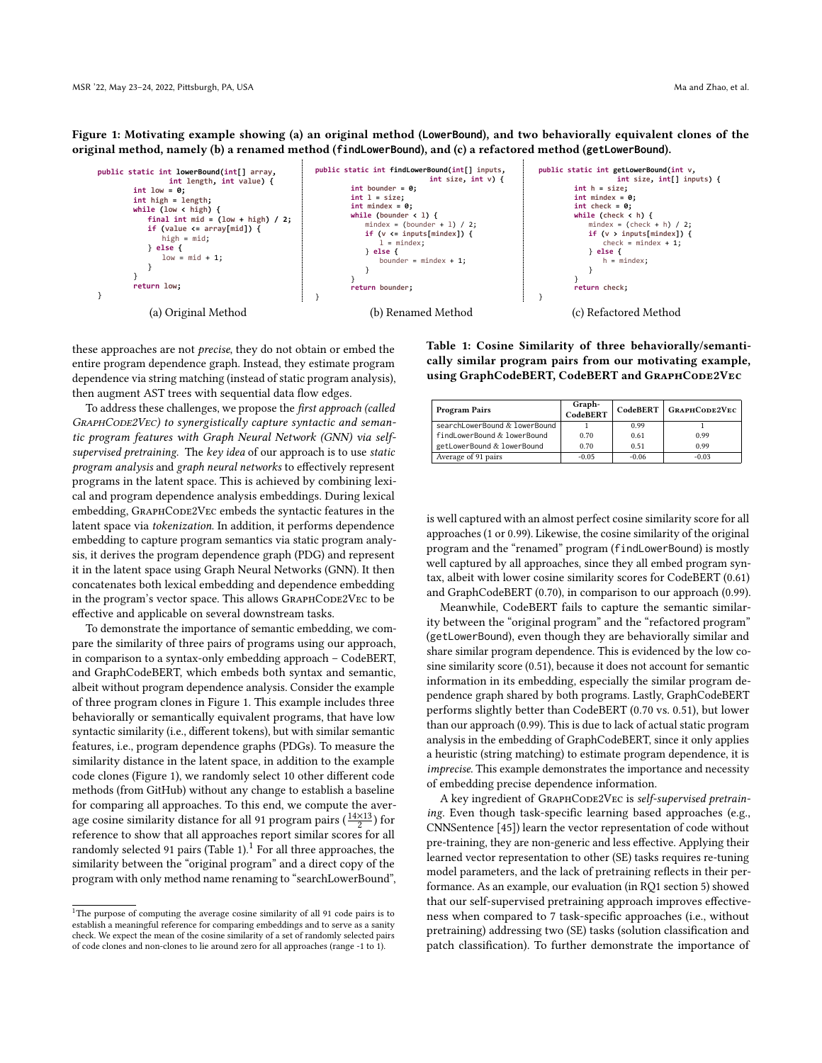**Figure 1: Motivating example showing (a) an original method (LowerBound), and two behaviorally equivalent clones of the original method, namely (b) a renamed method (findLowerBound), and (c) a refactored method (getLowerBound).**

```java
public static int lowerBound(int[] array,
            int length, int value) {
        int low = 0;
        int high = length;
        while (low < high) {
            final int mid = (low + high) / 2;
            if (value <= array[mid]) {
                high = mid;
            } else {
                low = mid + 1;
            }
        }
        return low;
}
```

(a) Original Method

```java
public static int findLowerBound(int[] inputs,
                    int size, int v) {
        int bounder = 0;
        int l = size;
        int mindex = 0;
        while (bounder < l) {
            mindex = (bounder + l) / 2;
            if (v <= inputs[mindex]) {
                l = mindex;
            } else {
                bounder = mindex + 1;
            }
        }
        return bounder;
}
```

(b) Renamed Method

```java
public static int getLowerBound(int v,
            int size, int[] inputs) {
        int h = size;
        int mindex = 0;
        int check = 0;
        while (check < h) {
            mindex = (check + h) / 2;
            if (v > inputs[mindex]) {
                check = mindex + 1;
            } else {
                h = mindex;
            }
        }
        return check;
}
```

(c) Refactored Method

these approaches are not *precise*, they do not obtain or embed the entire program dependence graph. Instead, they estimate program dependence via string matching (instead of static program analysis), then augment AST trees with sequential data flow edges.

To address these challenges, we propose the *first approach (called GraphCode2Vec) to synergistically capture syntactic and semantic program features with Graph Neural Network (GNN) via self-supervised pretraining.* The *key idea* of our approach is to use *static program analysis* and *graph neural networks* to effectively represent programs in the latent space. This is achieved by combining lexical and program dependence analysis embeddings. During lexical embedding, GraphCode2Vec embeds the syntactic features in the latent space via *tokenization.* In addition, it performs dependence embedding to capture program semantics via static program analysis, it derives the program dependence graph (PDG) and represent it in the latent space using Graph Neural Networks (GNN). It then concatenates both lexical embedding and dependence embedding in the program's vector space. This allows GraphCode2Vec to be effective and applicable on several downstream tasks.

To demonstrate the importance of semantic embedding, we compare the similarity of three pairs of programs using our approach, in comparison to a syntax-only embedding approach – CodeBERT, and GraphCodeBERT, which embeds both syntax and semantic, albeit without program dependence analysis. Consider the example of three program clones in Figure 1. This example includes three behaviorally or semantically equivalent programs, that have low syntactic similarity (i.e., different tokens), but with similar semantic features, i.e., program dependence graphs (PDGs). To measure the similarity distance in the latent space, in addition to the example code clones (Figure 1), we randomly select 10 other different code methods (from GitHub) without any change to establish a baseline for comparing all approaches. To this end, we compute the average cosine similarity distance for all 91 program pairs ($\frac{14\times13}{2}$) for reference to show that all approaches report similar scores for all randomly selected 91 pairs (Table 1).[1] For all three approaches, the similarity between the "original program" and a direct copy of the program with only method name renaming to "searchLowerBound", is well captured with an almost perfect cosine similarity score for all approaches (1 or 0.99). Likewise, the cosine similarity of the original program and the "renamed" program (findLowerBound) is mostly well captured by all approaches, since they all embed program syntax, albeit with lower cosine similarity scores for CodeBERT (0.61) and GraphCodeBERT (0.70), in comparison to our approach (0.99).

**Table 1: Cosine Similarity of three behaviorally/semantically similar program pairs from our motivating example, using GraphCodeBERT, CodeBERT and GraphCode2Vec**

| Program Pairs | Graph-CodeBERT | CodeBERT | GraphCode2Vec |
|---|---|---|---|
| searchLowerBound & lowerBound | 1 | 0.99 | 1 |
| findLowerBound & lowerBound | 0.70 | 0.61 | 0.99 |
| getLowerBound & lowerBound | 0.70 | 0.51 | 0.99 |
| Average of 91 pairs | -0.05 | -0.06 | -0.03 |

Meanwhile, CodeBERT fails to capture the semantic similarity between the "original program" and the "refactored program" (getLowerBound), even though they are behaviorally similar and share similar program dependence. This is evidenced by the low cosine similarity score (0.51), because it does not account for semantic information in its embedding, especially the similar program dependence graph shared by both programs. Lastly, GraphCodeBERT performs slightly better than CodeBERT (0.70 vs. 0.51), but lower than our approach (0.99). This is due to lack of actual static program analysis in the embedding of GraphCodeBERT, since it only applies a heuristic (string matching) to estimate program dependence, it is *imprecise*. This example demonstrates the importance and necessity of embedding precise dependence information.

A key ingredient of GraphCode2Vec is *self-supervised pretraining*. Even though task-specific learning based approaches (e.g., CNNSentence [45]) learn the vector representation of code without pre-training, they are non-generic and less effective. Applying their learned vector representation to other (SE) tasks requires re-tuning model parameters, and the lack of pretraining reflects in their performance. As an example, our evaluation (in RQ1 section 5) showed that our self-supervised pretraining approach improves effectiveness when compared to 7 task-specific approaches (i.e., without pretraining) addressing two (SE) tasks (solution classification and patch classification). To further demonstrate the importance of

[1] The purpose of computing the average cosine similarity of all 91 code pairs is to establish a meaningful reference for comparing embeddings and to serve as a sanity check. We expect the mean of the cosine similarity of a set of randomly selected pairs of code clones and non-clones to lie around zero for all approaches (range -1 to 1).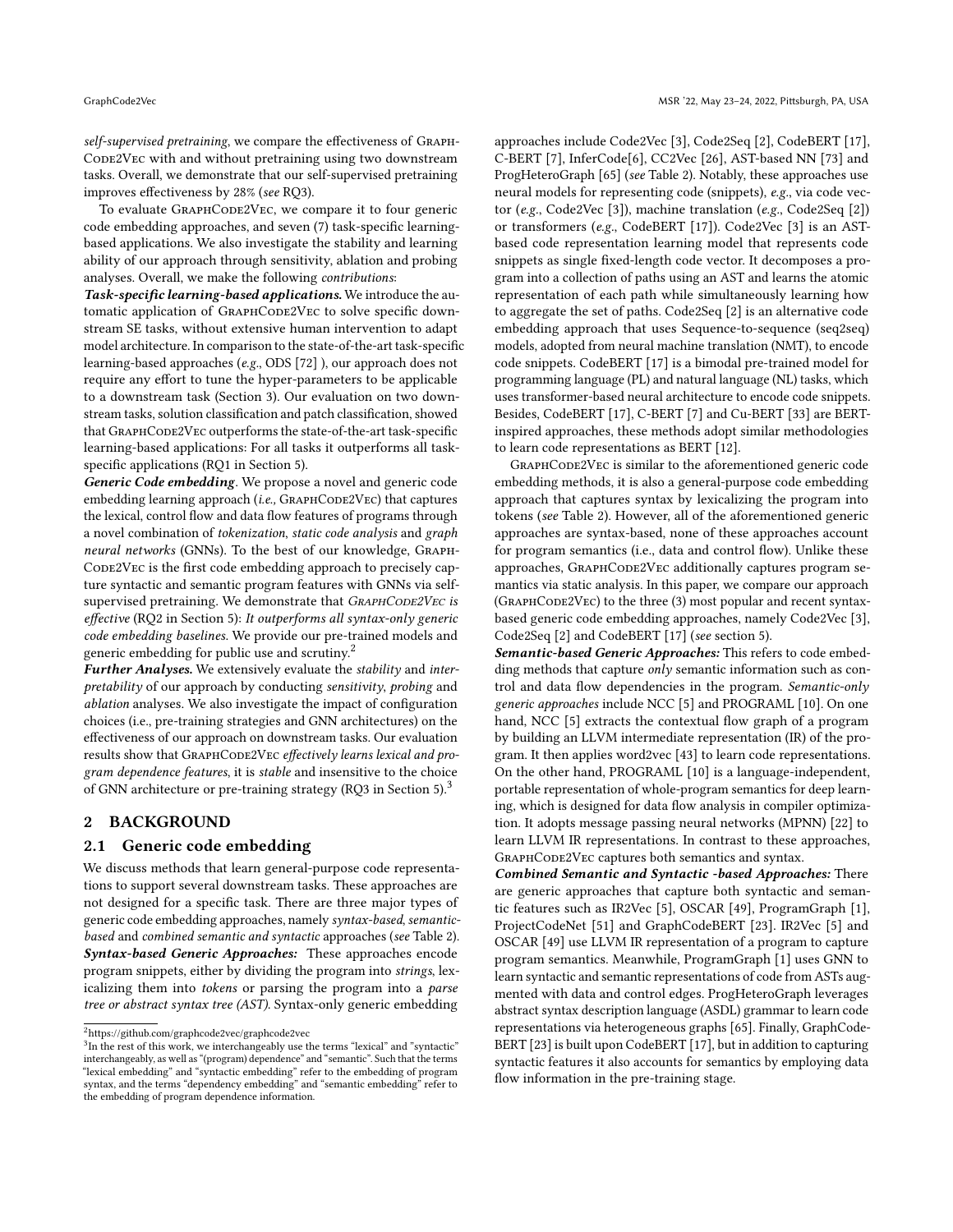*self-supervised pretraining*, we compare the effectiveness of GraphCode2Vec with and without pretraining using two downstream tasks. Overall, we demonstrate that our self-supervised pretraining improves effectiveness by 28% (*see* RQ3).

To evaluate GraphCode2Vec, we compare it to four generic code embedding approaches, and seven (7) task-specific learning-based applications. We also investigate the stability and learning ability of our approach through sensitivity, ablation and probing analyses. Overall, we make the following *contributions*:

***Task-specific learning-based applications.*** We introduce the automatic application of GraphCode2Vec to solve specific downstream SE tasks, without extensive human intervention to adapt model architecture. In comparison to the state-of-the-art task-specific learning-based approaches (*e.g.*, ODS [72] ), our approach does not require any effort to tune the hyper-parameters to be applicable to a downstream task (Section 3). Our evaluation on two downstream tasks, solution classification and patch classification, showed that GraphCode2Vec outperforms the state-of-the-art task-specific learning-based applications: For all tasks it outperforms all task-specific applications (RQ1 in Section 5).

***Generic Code embedding***. We propose a novel and generic code embedding learning approach (*i.e.,* GraphCode2Vec) that captures the lexical, control flow and data flow features of programs through a novel combination of *tokenization*, *static code analysis* and *graph neural networks* (GNNs). To the best of our knowledge, GraphCode2Vec is the first code embedding approach to precisely capture syntactic and semantic program features with GNNs via self-supervised pretraining. We demonstrate that *GraphCode2Vec is effective* (RQ2 in Section 5): *It outperforms all syntax-only generic code embedding baselines.* We provide our pre-trained models and generic embedding for public use and scrutiny.[2]

***Further Analyses.*** We extensively evaluate the *stability* and *interpretability* of our approach by conducting *sensitivity*, *probing* and *ablation* analyses. We also investigate the impact of configuration choices (i.e., pre-training strategies and GNN architectures) on the effectiveness of our approach on downstream tasks. Our evaluation results show that GraphCode2Vec *effectively learns lexical and program dependence features*, it is *stable* and insensitive to the choice of GNN architecture or pre-training strategy (RQ3 in Section 5).[3]

## 2 BACKGROUND

### 2.1 Generic code embedding

We discuss methods that learn general-purpose code representations to support several downstream tasks. These approaches are not designed for a specific task. There are three major types of generic code embedding approaches, namely *syntax-based*, *semantic-based* and *combined semantic and syntactic* approaches (*see* Table 2).

***Syntax-based Generic Approaches:*** These approaches encode program snippets, either by dividing the program into *strings*, lexicalizing them into *tokens* or parsing the program into a *parse tree or abstract syntax tree (AST)*. Syntax-only generic embedding approaches include Code2Vec [3], Code2Seq [2], CodeBERT [17], C-BERT [7], InferCode[6], CC2Vec [26], AST-based NN [73] and ProgHeteroGraph [65] (*see* Table 2). Notably, these approaches use neural models for representing code (snippets), *e.g.*, via code vector (*e.g.*, Code2Vec [3]), machine translation (*e.g.*, Code2Seq [2]) or transformers (*e.g.*, CodeBERT [17]). Code2Vec [3] is an AST-based code representation learning model that represents code snippets as single fixed-length code vector. It decomposes a program into a collection of paths using an AST and learns the atomic representation of each path while simultaneously learning how to aggregate the set of paths. Code2Seq [2] is an alternative code embedding approach that uses Sequence-to-sequence (seq2seq) models, adopted from neural machine translation (NMT), to encode code snippets. CodeBERT [17] is a bimodal pre-trained model for programming language (PL) and natural language (NL) tasks, which uses transformer-based neural architecture to encode code snippets. Besides, CodeBERT [17], C-BERT [7] and Cu-BERT [33] are BERT-inspired approaches, these methods adopt similar methodologies to learn code representations as BERT [12].

GraphCode2Vec is similar to the aforementioned generic code embedding methods, it is also a general-purpose code embedding approach that captures syntax by lexicalizing the program into tokens (*see* Table 2). However, all of the aforementioned generic approaches are syntax-based, none of these approaches account for program semantics (i.e., data and control flow). Unlike these approaches, GraphCode2Vec additionally captures program semantics via static analysis. In this paper, we compare our approach (GraphCode2Vec) to the three (3) most popular and recent syntax-based generic code embedding approaches, namely Code2Vec [3], Code2Seq [2] and CodeBERT [17] (*see* section 5).

***Semantic-based Generic Approaches:*** This refers to code embedding methods that capture *only* semantic information such as control and data flow dependencies in the program. *Semantic-only generic approaches* include NCC [5] and PROGRAML [10]. On one hand, NCC [5] extracts the contextual flow graph of a program by building an LLVM intermediate representation (IR) of the program. It then applies word2vec [43] to learn code representations. On the other hand, PROGRAML [10] is a language-independent, portable representation of whole-program semantics for deep learning, which is designed for data flow analysis in compiler optimization. It adopts message passing neural networks (MPNN) [22] to learn LLVM IR representations. In contrast to these approaches, GraphCode2Vec captures both semantics and syntax.

***Combined Semantic and Syntactic -based Approaches:*** There are generic approaches that capture both syntactic and semantic features such as IR2Vec [5], OSCAR [49], ProgramGraph [1], ProjectCodeNet [51] and GraphCodeBERT [23]. IR2Vec [5] and OSCAR [49] use LLVM IR representation of a program to capture program semantics. Meanwhile, ProgramGraph [1] uses GNN to learn syntactic and semantic representations of code from ASTs augmented with data and control edges. ProgHeteroGraph leverages abstract syntax description language (ASDL) grammar to learn code representations via heterogeneous graphs [65]. Finally, GraphCodeBERT [23] is built upon CodeBERT [17], but in addition to capturing syntactic features it also accounts for semantics by employing data flow information in the pre-training stage.

---

[2] https://github.com/graphcode2vec/graphcode2vec

[3] In the rest of this work, we interchangeably use the terms "lexical" and "syntactic" interchangeably, as well as "(program) dependence" and "semantic". Such that the terms "lexical embedding" and "syntactic embedding" refer to the embedding of program syntax, and the terms "dependency embedding" and "semantic embedding" refer to the embedding of program dependence information.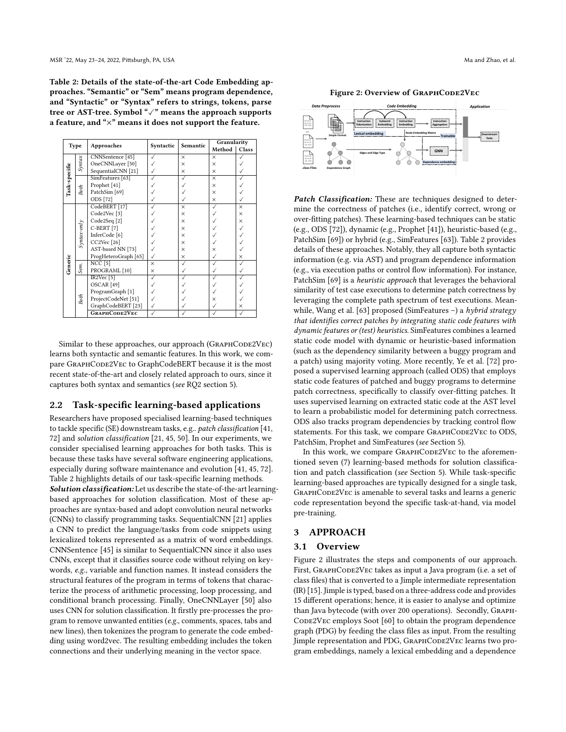Table 2: Details of the state-of-the-art Code Embedding approaches. "Semantic" or "Sem" means program dependence, and "Syntactic" or "Syntax" refers to strings, tokens, parse tree or AST-tree. Symbol "✓" means the approach supports a feature, and "×" means it does not support the feature.

| Type | | Approaches | Syntactic | Semantic | Granularity | |
|---|---|---|---|---|---|---|
| | | | | | Method | Class |
| Task-specific | Syntax | CNNSentence [45] | ✓ | × | × | ✓ |
| | | OneCNNLayer [50] | ✓ | × | × | ✓ |
| | | SequentialCNN [21] | ✓ | × | × | ✓ |
| | Both | SimFeatures [63] | ✓ | ✓ | × | ✓ |
| | | Prophet [41] | ✓ | ✓ | × | ✓ |
| | | PatchSim [69] | ✓ | ✓ | × | ✓ |
| | | ODS [72] | ✓ | ✓ | × | ✓ |
| Generic | Syntax-only | CodeBERT [17] | ✓ | × | ✓ | × |
| | | Code2Vec [3] | ✓ | × | ✓ | × |
| | | Code2Seq [2] | ✓ | × | ✓ | × |
| | | C-BERT [7] | ✓ | × | ✓ | ✓ |
| | | InferCode [6] | ✓ | × | ✓ | ✓ |
| | | CC2Vec [26] | ✓ | × | ✓ | ✓ |
| | | AST-based NN [73] | ✓ | × | × | ✓ |
| | | ProgHeteroGraph [65] | ✓ | × | ✓ | × |
| | Sem. | NCC [5] | × | ✓ | ✓ | ✓ |
| | | PROGRAML [10] | × | ✓ | ✓ | ✓ |
| | Both | IR2Vec [5] | ✓ | ✓ | ✓ | ✓ |
| | | OSCAR [49] | ✓ | ✓ | ✓ | ✓ |
| | | ProgramGraph [1] | ✓ | ✓ | ✓ | ✓ |
| | | ProjectCodeNet [51] | ✓ | ✓ | × | ✓ |
| | | GraphCodeBERT [23] | ✓ | ✓ | ✓ | × |
| | | GraphCode2Vec | ✓ | ✓ | ✓ | ✓ |

Similar to these approaches, our approach (GraphCode2Vec) learns both syntactic and semantic features. In this work, we compare GraphCode2Vec to GraphCodeBERT because it is the most recent state-of-the-art and closely related approach to ours, since it captures both syntax and semantics (*see* RQ2 section 5).

## 2.2 Task-specific learning-based applications

Researchers have proposed specialised learning-based techniques to tackle specific (SE) downstream tasks, e.g.. *patch classification* [41, 72] and *solution classification* [21, 45, 50]. In our experiments, we consider specialised learning approaches for both tasks. This is because these tasks have several software engineering applications, especially during software maintenance and evolution [41, 45, 72]. Table 2 highlights details of our task-specific learning methods.

***Solution classification:*** Let us describe the state-of-the-art learning-based approaches for solution classification. Most of these approaches are syntax-based and adopt convolution neural networks (CNNs) to classify programming tasks. SequentialCNN [21] applies a CNN to predict the language/tasks from code snippets using lexicalized tokens represented as a matrix of word embeddings. CNNSentence [45] is similar to SequentialCNN since it also uses CNNs, except that it classifies source code without relying on keywords, *e.g.*, variable and function names. It instead considers the structural features of the program in terms of tokens that characterize the process of arithmetic processing, loop processing, and conditional branch processing. Finally, OneCNNLayer [50] also uses CNN for solution classification. It firstly pre-processes the program to remove unwanted entities (*e.g.*, comments, spaces, tabs and new lines), then tokenizes the program to generate the code embedding using word2vec. The resulting embedding includes the token connections and their underlying meaning in the vector space.

Figure 2: Overview of GraphCode2Vec

***Patch Classification:*** These are techniques designed to determine the correctness of patches (i.e., identify correct, wrong or over-fitting patches). These learning-based techniques can be static (e.g., ODS [72]), dynamic (e.g., Prophet [41]), heuristic-based (e.g., PatchSim [69]) or hybrid (e.g., SimFeatures [63]). Table 2 provides details of these approaches. Notably, they all capture both syntactic information (e.g. via AST) and program dependence information (e.g., via execution paths or control flow information). For instance, PatchSim [69] is a *heuristic approach* that leverages the behavioral similarity of test case executions to determine patch correctness by leveraging the complete path spectrum of test executions. Meanwhile, Wang et al. [63] proposed (SimFeatures −) a *hybrid strategy that identifies correct patches by integrating static code features with dynamic features or (test) heuristics.* SimFeatures combines a learned static code model with dynamic or heuristic-based information (such as the dependency similarity between a buggy program and a patch) using majority voting. More recently, Ye et al. [72] proposed a supervised learning approach (called ODS) that employs static code features of patched and buggy programs to determine patch correctness, specifically to classify over-fitting patches. It uses supervised learning on extracted static code at the AST level to learn a probabilistic model for determining patch correctness. ODS also tracks program dependencies by tracking control flow statements. For this task, we compare GraphCode2Vec to ODS, PatchSim, Prophet and SimFeatures (*see* Section 5).

In this work, we compare GraphCode2Vec to the aforementioned seven (7) learning-based methods for solution classification and patch classification (*see* Section 5). While task-specific learning-based approaches are typically designed for a single task, GraphCode2Vec is amenable to several tasks and learns a generic code representation beyond the specific task-at-hand, via model pre-training.

# 3 APPROACH

## 3.1 Overview

Figure 2 illustrates the steps and components of our approach. First, GraphCode2Vec takes as input a Java program (i.e. a set of class files) that is converted to a Jimple intermediate representation (IR) [15]. Jimple is typed, based on a three-address code and provides 15 different operations; hence, it is easier to analyse and optimize than Java bytecode (with over 200 operations). Secondly, GraphCode2Vec employs Soot [60] to obtain the program dependence graph (PDG) by feeding the class files as input. From the resulting Jimple representation and PDG, GraphCode2Vec learns two program embeddings, namely a lexical embedding and a dependence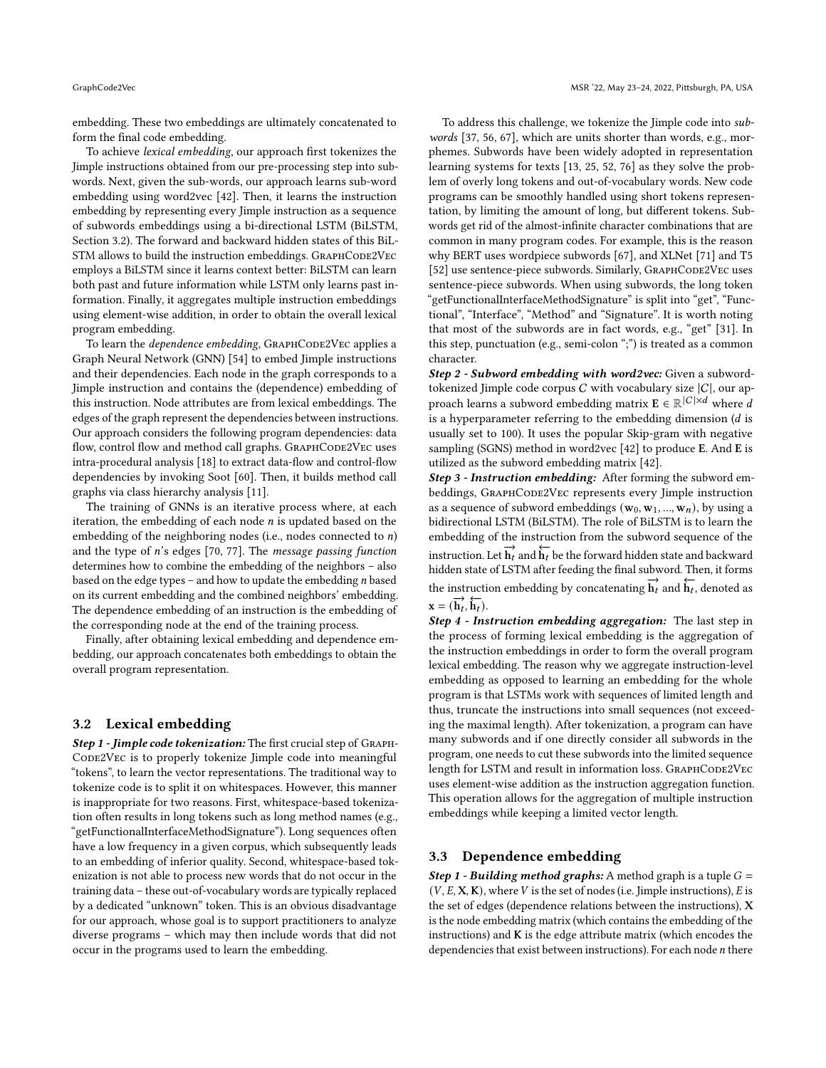embedding. These two embeddings are ultimately concatenated to form the final code embedding.

To achieve *lexical embedding*, our approach first tokenizes the Jimple instructions obtained from our pre-processing step into subwords. Next, given the sub-words, our approach learns sub-word embedding using word2vec [42]. Then, it learns the instruction embedding by representing every Jimple instruction as a sequence of subwords embeddings using a bi-directional LSTM (BiLSTM, Section 3.2). The forward and backward hidden states of this BiLSTM allows to build the instruction embeddings. GraphCode2Vec employs a BiLSTM since it learns context better: BiLSTM can learn both past and future information while LSTM only learns past information. Finally, it aggregates multiple instruction embeddings using element-wise addition, in order to obtain the overall lexical program embedding.

To learn the *dependence embedding*, GraphCode2Vec applies a Graph Neural Network (GNN) [54] to embed Jimple instructions and their dependencies. Each node in the graph corresponds to a Jimple instruction and contains the (dependence) embedding of this instruction. Node attributes are from lexical embeddings. The edges of the graph represent the dependencies between instructions. Our approach considers the following program dependencies: data flow, control flow and method call graphs. GraphCode2Vec uses intra-procedural analysis [18] to extract data-flow and control-flow dependencies by invoking Soot [60]. Then, it builds method call graphs via class hierarchy analysis [11].

The training of GNNs is an iterative process where, at each iteration, the embedding of each node $n$ is updated based on the embedding of the neighboring nodes (i.e., nodes connected to $n$) and the type of $n$'s edges [70, 77]. The *message passing function* determines how to combine the embedding of the neighbors – also based on the edge types – and how to update the embedding $n$ based on its current embedding and the combined neighbors' embedding. The dependence embedding of an instruction is the embedding of the corresponding node at the end of the training process.

Finally, after obtaining lexical embedding and dependence embedding, our approach concatenates both embeddings to obtain the overall program representation.

## 3.2 Lexical embedding

***Step 1 - Jimple code tokenization:*** The first crucial step of GraphCode2Vec is to properly tokenize Jimple code into meaningful "tokens", to learn the vector representations. The traditional way to tokenize code is to split it on whitespaces. However, this manner is inappropriate for two reasons. First, whitespace-based tokenization often results in long tokens such as long method names (e.g., "getFunctionalInterfaceMethodSignature"). Long sequences often have a low frequency in a given corpus, which subsequently leads to an embedding of inferior quality. Second, whitespace-based tokenization is not able to process new words that do not occur in the training data – these out-of-vocabulary words are typically replaced by a dedicated "unknown" token. This is an obvious disadvantage for our approach, whose goal is to support practitioners to analyze diverse programs – which may then include words that did not occur in the programs used to learn the embedding.

To address this challenge, we tokenize the Jimple code into *subwords* [37, 56, 67], which are units shorter than words, e.g., morphemes. Subwords have been widely adopted in representation learning systems for texts [13, 25, 52, 76] as they solve the problem of overly long tokens and out-of-vocabulary words. New code programs can be smoothly handled using short tokens representation, by limiting the amount of long, but different tokens. Subwords get rid of the almost-infinite character combinations that are common in many program codes. For example, this is the reason why BERT uses wordpiece subwords [67], and XLNet [71] and T5 [52] use sentence-piece subwords. Similarly, GraphCode2Vec uses sentence-piece subwords. When using subwords, the long token "getFunctionalInterfaceMethodSignature" is split into "get", "Functional", "Interface", "Method" and "Signature". It is worth noting that most of the subwords are in fact words, e.g., "get" [31]. In this step, punctuation (e.g., semi-colon ";") is treated as a common character.

***Step 2 - Subword embedding with word2vec:*** Given a subword-tokenized Jimple code corpus $C$ with vocabulary size $|C|$, our approach learns a subword embedding matrix $\mathbf{E} \in \mathbb{R}^{|C| \times d}$ where $d$ is a hyperparameter referring to the embedding dimension ($d$ is usually set to 100). It uses the popular Skip-gram with negative sampling (SGNS) method in word2vec [42] to produce $\mathbf{E}$. And $\mathbf{E}$ is utilized as the subword embedding matrix [42].

***Step 3 - Instruction embedding:*** After forming the subword embeddings, GraphCode2Vec represents every Jimple instruction as a sequence of subword embeddings $(\mathbf{w}_0, \mathbf{w}_1, ..., \mathbf{w}_n)$, by using a bidirectional LSTM (BiLSTM). The role of BiLSTM is to learn the embedding of the instruction from the subword sequence of the instruction. Let $\overrightarrow{\mathbf{h}_t}$ and $\overleftarrow{\mathbf{h}_t}$ be the forward hidden state and backward hidden state of LSTM after feeding the final subword. Then, it forms the instruction embedding by concatenating $\overrightarrow{\mathbf{h}_t}$ and $\overleftarrow{\mathbf{h}_t}$, denoted as $\mathbf{x} = (\overrightarrow{\mathbf{h}_t}, \overleftarrow{\mathbf{h}_t})$.

***Step 4 - Instruction embedding aggregation:*** The last step in the process of forming lexical embedding is the aggregation of the instruction embeddings in order to form the overall program lexical embedding. The reason why we aggregate instruction-level embedding as opposed to learning an embedding for the whole program is that LSTMs work with sequences of limited length and thus, truncate the instructions into small sequences (not exceeding the maximal length). After tokenization, a program can have many subwords and if one directly consider all subwords in the program, one needs to cut these subwords into the limited sequence length for LSTM and result in information loss. GraphCode2Vec uses element-wise addition as the instruction aggregation function. This operation allows for the aggregation of multiple instruction embeddings while keeping a limited vector length.

## 3.3 Dependence embedding

***Step 1 - Building method graphs:*** A method graph is a tuple $G = (V, E, \mathbf{X}, \mathbf{K})$, where $V$ is the set of nodes (i.e. Jimple instructions), $E$ is the set of edges (dependence relations between the instructions), $\mathbf{X}$ is the node embedding matrix (which contains the embedding of the instructions) and $\mathbf{K}$ is the edge attribute matrix (which encodes the dependencies that exist between instructions). For each node $n$ there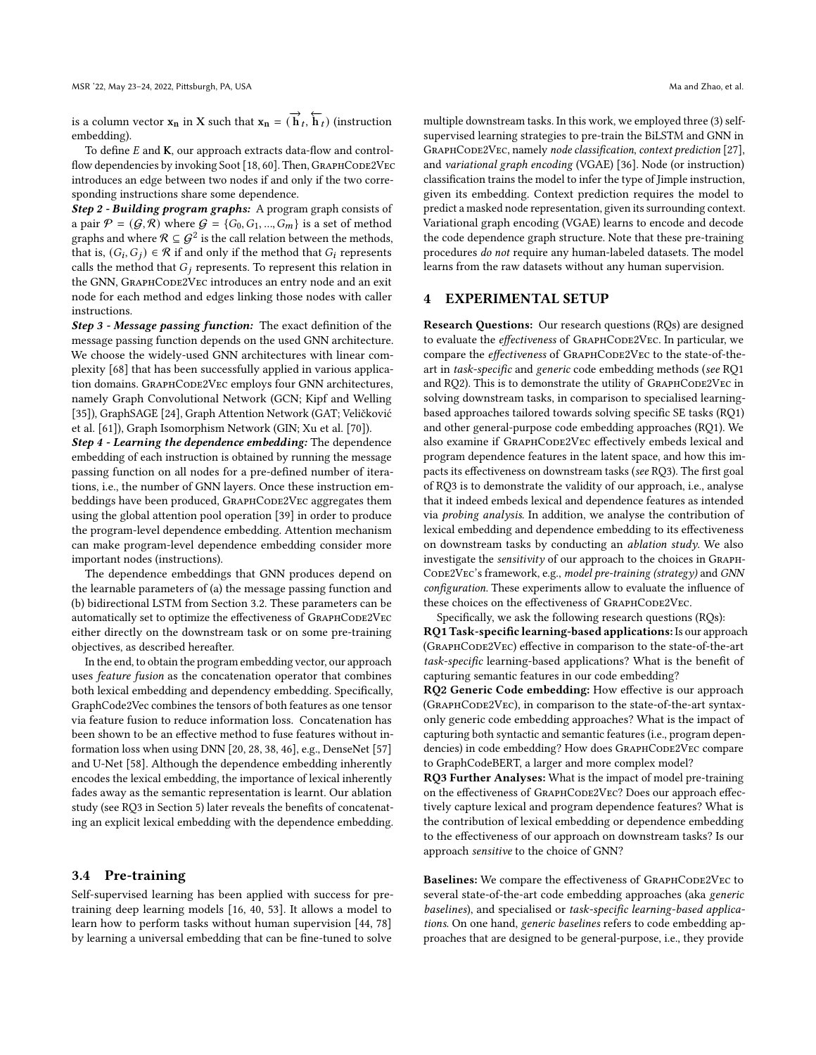is a column vector $\mathbf{x_n}$ in $\mathbf{X}$ such that $\mathbf{x_n} = (\overrightarrow{\mathbf{h}}_t, \overleftarrow{\mathbf{h}}_t)$ (instruction embedding).

To define $E$ and $\mathbf{K}$, our approach extracts data-flow and control-flow dependencies by invoking Soot [18, 60]. Then, GraphCode2Vec introduces an edge between two nodes if and only if the two corresponding instructions share some dependence.

***Step 2 - Building program graphs:*** A program graph consists of a pair $\mathcal{P} = (\mathcal{G}, \mathcal{R})$ where $\mathcal{G} = \{G_0, G_1, ..., G_m\}$ is a set of method graphs and where $\mathcal{R} \subseteq \mathcal{G}^2$ is the call relation between the methods, that is, $(G_i, G_j) \in \mathcal{R}$ if and only if the method that $G_i$ represents calls the method that $G_j$ represents. To represent this relation in the GNN, GraphCode2Vec introduces an entry node and an exit node for each method and edges linking those nodes with caller instructions.

***Step 3 - Message passing function:*** The exact definition of the message passing function depends on the used GNN architecture. We choose the widely-used GNN architectures with linear complexity [68] that has been successfully applied in various application domains. GraphCode2Vec employs four GNN architectures, namely Graph Convolutional Network (GCN; Kipf and Welling [35]), GraphSAGE [24], Graph Attention Network (GAT; Veličković et al. [61]), Graph Isomorphism Network (GIN; Xu et al. [70]).

***Step 4 - Learning the dependence embedding:*** The dependence embedding of each instruction is obtained by running the message passing function on all nodes for a pre-defined number of iterations, i.e., the number of GNN layers. Once these instruction embeddings have been produced, GraphCode2Vec aggregates them using the global attention pool operation [39] in order to produce the program-level dependence embedding. Attention mechanism can make program-level dependence embedding consider more important nodes (instructions).

The dependence embeddings that GNN produces depend on the learnable parameters of (a) the message passing function and (b) bidirectional LSTM from Section 3.2. These parameters can be automatically set to optimize the effectiveness of GraphCode2Vec either directly on the downstream task or on some pre-training objectives, as described hereafter.

In the end, to obtain the program embedding vector, our approach uses *feature fusion* as the concatenation operator that combines both lexical embedding and dependency embedding. Specifically, GraphCode2Vec combines the tensors of both features as one tensor via feature fusion to reduce information loss. Concatenation has been shown to be an effective method to fuse features without information loss when using DNN [20, 28, 38, 46], e.g., DenseNet [57] and U-Net [58]. Although the dependence embedding inherently encodes the lexical embedding, the importance of lexical inherently fades away as the semantic representation is learnt. Our ablation study (see RQ3 in Section 5) later reveals the benefits of concatenating an explicit lexical embedding with the dependence embedding.

## 3.4 Pre-training

Self-supervised learning has been applied with success for pre-training deep learning models [16, 40, 53]. It allows a model to learn how to perform tasks without human supervision [44, 78] by learning a universal embedding that can be fine-tuned to solve multiple downstream tasks. In this work, we employed three (3) self-supervised learning strategies to pre-train the BiLSTM and GNN in GraphCode2Vec, namely *node classification*, *context prediction* [27], and *variational graph encoding* (VGAE) [36]. Node (or instruction) classification trains the model to infer the type of Jimple instruction, given its embedding. Context prediction requires the model to predict a masked node representation, given its surrounding context. Variational graph encoding (VGAE) learns to encode and decode the code dependence graph structure. Note that these pre-training procedures *do not* require any human-labeled datasets. The model learns from the raw datasets without any human supervision.

# 4 EXPERIMENTAL SETUP

**Research Questions:** Our research questions (RQs) are designed to evaluate the *effectiveness* of GraphCode2Vec. In particular, we compare the *effectiveness* of GraphCode2Vec to the state-of-the-art in *task-specific* and *generic* code embedding methods (*see* RQ1 and RQ2). This is to demonstrate the utility of GraphCode2Vec in solving downstream tasks, in comparison to specialised learning-based approaches tailored towards solving specific SE tasks (RQ1) and other general-purpose code embedding approaches (RQ1). We also examine if GraphCode2Vec effectively embeds lexical and program dependence features in the latent space, and how this impacts its effectiveness on downstream tasks (*see* RQ3). The first goal of RQ3 is to demonstrate the validity of our approach, i.e., analyse that it indeed embeds lexical and dependence features as intended via *probing analysis*. In addition, we analyse the contribution of lexical embedding and dependence embedding to its effectiveness on downstream tasks by conducting an *ablation study*. We also investigate the *sensitivity* of our approach to the choices in GraphCode2Vec's framework, e.g., *model pre-training (strategy)* and *GNN configuration*. These experiments allow to evaluate the influence of these choices on the effectiveness of GraphCode2Vec.

Specifically, we ask the following research questions (RQs):

**RQ1 Task-specific learning-based applications:** Is our approach (GraphCode2Vec) effective in comparison to the state-of-the-art *task-specific* learning-based applications? What is the benefit of capturing semantic features in our code embedding?

**RQ2 Generic Code embedding:** How effective is our approach (GraphCode2Vec), in comparison to the state-of-the-art syntax-only generic code embedding approaches? What is the impact of capturing both syntactic and semantic features (i.e., program dependencies) in code embedding? How does GraphCode2Vec compare to GraphCodeBERT, a larger and more complex model?

**RQ3 Further Analyses:** What is the impact of model pre-training on the effectiveness of GraphCode2Vec? Does our approach effectively capture lexical and program dependence features? What is the contribution of lexical embedding or dependence embedding to the effectiveness of our approach on downstream tasks? Is our approach *sensitive* to the choice of GNN?

**Baselines:** We compare the effectiveness of GraphCode2Vec to several state-of-the-art code embedding approaches (aka *generic baselines*), and specialised or *task-specific learning-based applications*. On one hand, *generic baselines* refers to code embedding approaches that are designed to be general-purpose, i.e., they provide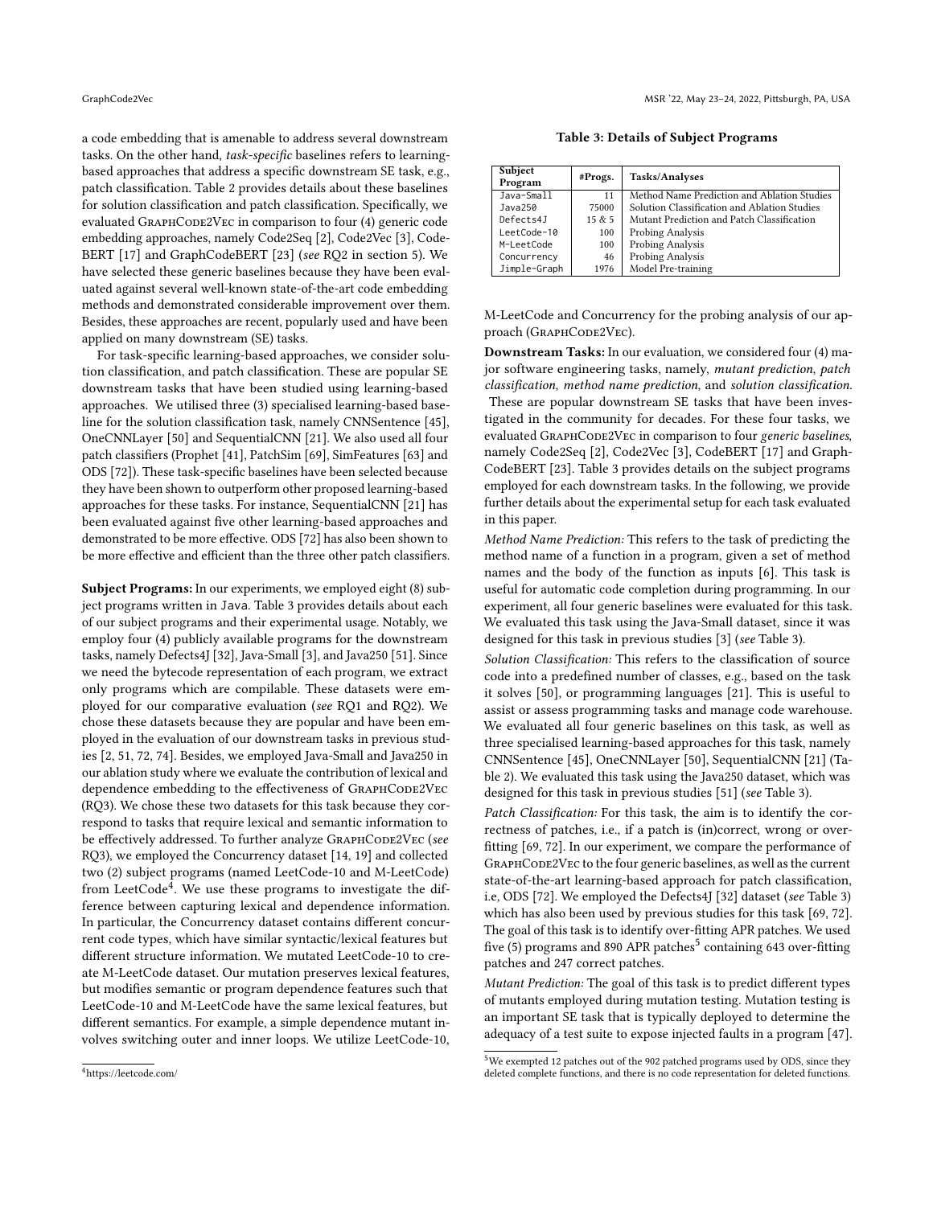a code embedding that is amenable to address several downstream tasks. On the other hand, *task-specific* baselines refers to learning-based approaches that address a specific downstream SE task, e.g., patch classification. Table 2 provides details about these baselines for solution classification and patch classification. Specifically, we evaluated GraphCode2Vec in comparison to four (4) generic code embedding approaches, namely Code2Seq [2], Code2Vec [3], CodeBERT [17] and GraphCodeBERT [23] (*see* RQ2 in section 5). We have selected these generic baselines because they have been evaluated against several well-known state-of-the-art code embedding methods and demonstrated considerable improvement over them. Besides, these approaches are recent, popularly used and have been applied on many downstream (SE) tasks.

For task-specific learning-based approaches, we consider solution classification, and patch classification. These are popular SE downstream tasks that have been studied using learning-based approaches. We utilised three (3) specialised learning-based baseline for the solution classification task, namely CNNSentence [45], OneCNNLayer [50] and SequentialCNN [21]. We also used all four patch classifiers (Prophet [41], PatchSim [69], SimFeatures [63] and ODS [72]). These task-specific baselines have been selected because they have been shown to outperform other proposed learning-based approaches for these tasks. For instance, SequentialCNN [21] has been evaluated against five other learning-based approaches and demonstrated to be more effective. ODS [72] has also been shown to be more effective and efficient than the three other patch classifiers.

**Subject Programs:** In our experiments, we employed eight (8) subject programs written in Java. Table 3 provides details about each of our subject programs and their experimental usage. Notably, we employ four (4) publicly available programs for the downstream tasks, namely Defects4J [32], Java-Small [3], and Java250 [51]. Since we need the bytecode representation of each program, we extract only programs which are compilable. These datasets were employed for our comparative evaluation (*see* RQ1 and RQ2). We chose these datasets because they are popular and have been employed in the evaluation of our downstream tasks in previous studies [2, 51, 72, 74]. Besides, we employed Java-Small and Java250 in our ablation study where we evaluate the contribution of lexical and dependence embedding to the effectiveness of GraphCode2Vec (RQ3). We chose these two datasets for this task because they correspond to tasks that require lexical and semantic information to be effectively addressed. To further analyze GraphCode2Vec (*see* RQ3), we employed the Concurrency dataset [14, 19] and collected two (2) subject programs (named LeetCode-10 and M-LeetCode) from LeetCode[4]. We use these programs to investigate the difference between capturing lexical and dependence information. In particular, the Concurrency dataset contains different concurrent code types, which have similar syntactic/lexical features but different structure information. We mutated LeetCode-10 to create M-LeetCode dataset. Our mutation preserves lexical features, but modifies semantic or program dependence features such that LeetCode-10 and M-LeetCode have the same lexical features, but different semantics. For example, a simple dependence mutant involves switching outer and inner loops. We utilize LeetCode-10, M-LeetCode and Concurrency for the probing analysis of our approach (GraphCode2Vec).

[4]https://leetcode.com/

**Table 3: Details of Subject Programs**

| Subject Program | #Progs. | Tasks/Analyses |
|---|---|---|
| Java-Small | 11 | Method Name Prediction and Ablation Studies |
| Java250 | 75000 | Solution Classification and Ablation Studies |
| Defects4J | 15 & 5 | Mutant Prediction and Patch Classification |
| LeetCode-10 | 100 | Probing Analysis |
| M-LeetCode | 100 | Probing Analysis |
| Concurrency | 46 | Probing Analysis |
| Jimple-Graph | 1976 | Model Pre-training |

**Downstream Tasks:** In our evaluation, we considered four (4) major software engineering tasks, namely, *mutant prediction*, *patch classification*, *method name prediction*, and *solution classification*. These are popular downstream SE tasks that have been investigated in the community for decades. For these four tasks, we evaluated GraphCode2Vec in comparison to four *generic baselines*, namely Code2Seq [2], Code2Vec [3], CodeBERT [17] and GraphCodeBERT [23]. Table 3 provides details on the subject programs employed for each downstream tasks. In the following, we provide further details about the experimental setup for each task evaluated in this paper.

*Method Name Prediction:* This refers to the task of predicting the method name of a function in a program, given a set of method names and the body of the function as inputs [6]. This task is useful for automatic code completion during programming. In our experiment, all four generic baselines were evaluated for this task. We evaluated this task using the Java-Small dataset, since it was designed for this task in previous studies [3] (*see* Table 3).

*Solution Classification:* This refers to the classification of source code into a predefined number of classes, e.g., based on the task it solves [50], or programming languages [21]. This is useful to assist or assess programming tasks and manage code warehouse. We evaluated all four generic baselines on this task, as well as three specialised learning-based approaches for this task, namely CNNSentence [45], OneCNNLayer [50], SequentialCNN [21] (Table 2). We evaluated this task using the Java250 dataset, which was designed for this task in previous studies [51] (*see* Table 3).

*Patch Classification:* For this task, the aim is to identify the correctness of patches, i.e., if a patch is (in)correct, wrong or over-fitting [69, 72]. In our experiment, we compare the performance of GraphCode2Vec to the four generic baselines, as well as the current state-of-the-art learning-based approach for patch classification, i.e, ODS [72]. We employed the Defects4J [32] dataset (*see* Table 3) which has also been used by previous studies for this task [69, 72]. The goal of this task is to identify over-fitting APR patches. We used five (5) programs and 890 APR patches[5] containing 643 over-fitting patches and 247 correct patches.

*Mutant Prediction:* The goal of this task is to predict different types of mutants employed during mutation testing. Mutation testing is an important SE task that is typically deployed to determine the adequacy of a test suite to expose injected faults in a program [47].

[5]We exempted 12 patches out of the 902 patched programs used by ODS, since they deleted complete functions, and there is no code representation for deleted functions.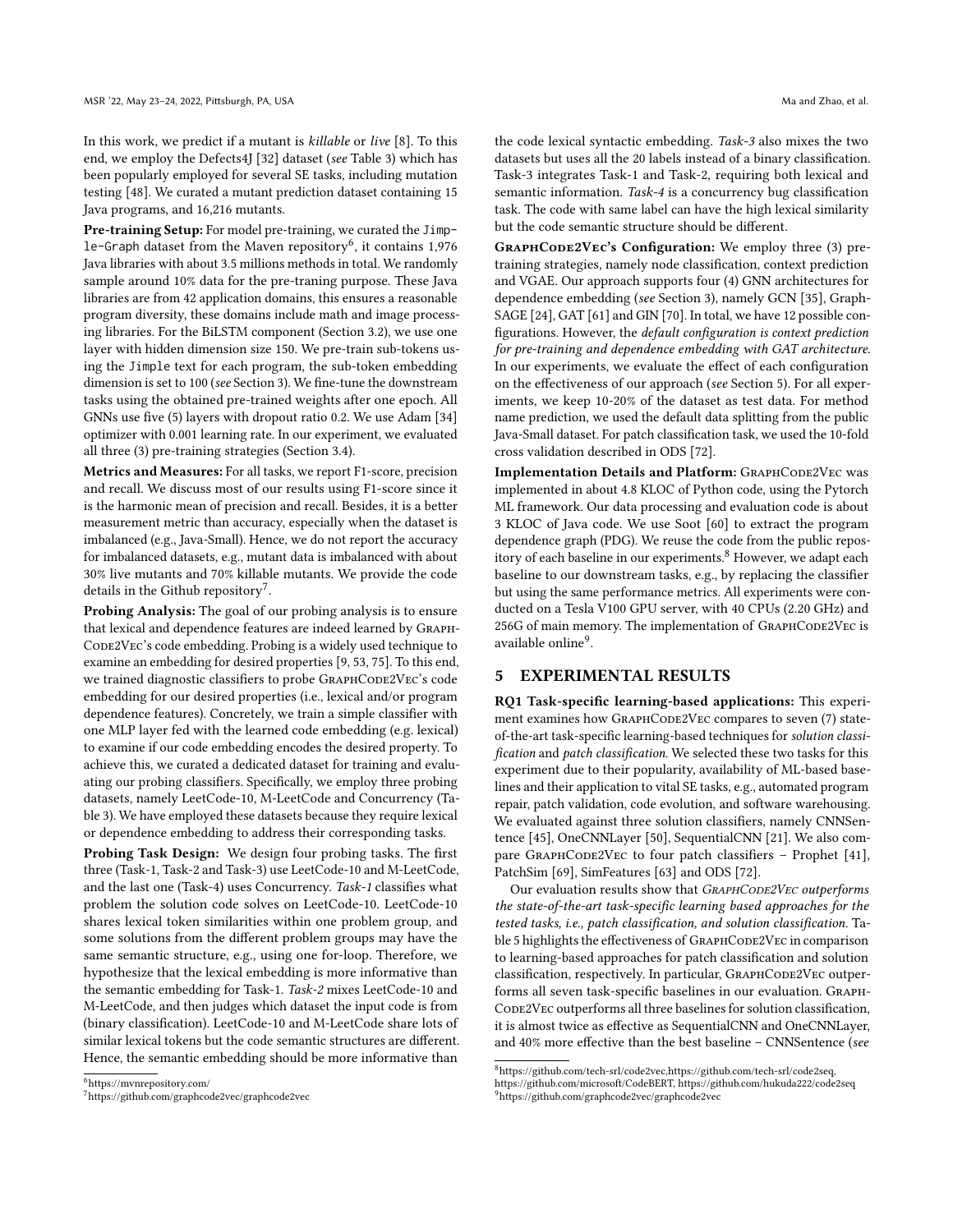In this work, we predict if a mutant is *killable* or *live* [8]. To this end, we employ the Defects4J [32] dataset (*see* Table 3) which has been popularly employed for several SE tasks, including mutation testing [48]. We curated a mutant prediction dataset containing 15 Java programs, and 16,216 mutants.

**Pre-training Setup:** For model pre-training, we curated the `Jimple-Graph` dataset from the Maven repository[6], it contains 1,976 Java libraries with about 3.5 millions methods in total. We randomly sample around 10% data for the pre-traning purpose. These Java libraries are from 42 application domains, this ensures a reasonable program diversity, these domains include math and image processing libraries. For the BiLSTM component (Section 3.2), we use one layer with hidden dimension size 150. We pre-train sub-tokens using the `Jimple` text for each program, the sub-token embedding dimension is set to 100 (*see* Section 3). We fine-tune the downstream tasks using the obtained pre-trained weights after one epoch. All GNNs use five (5) layers with dropout ratio 0.2. We use Adam [34] optimizer with 0.001 learning rate. In our experiment, we evaluated all three (3) pre-training strategies (Section 3.4).

**Metrics and Measures:** For all tasks, we report F1-score, precision and recall. We discuss most of our results using F1-score since it is the harmonic mean of precision and recall. Besides, it is a better measurement metric than accuracy, especially when the dataset is imbalanced (e.g., Java-Small). Hence, we do not report the accuracy for imbalanced datasets, e.g., mutant data is imbalanced with about 30% live mutants and 70% killable mutants. We provide the code details in the Github repository[7].

**Probing Analysis:** The goal of our probing analysis is to ensure that lexical and dependence features are indeed learned by GraphCode2Vec's code embedding. Probing is a widely used technique to examine an embedding for desired properties [9, 53, 75]. To this end, we trained diagnostic classifiers to probe GraphCode2Vec's code embedding for our desired properties (i.e., lexical and/or program dependence features). Concretely, we train a simple classifier with one MLP layer fed with the learned code embedding (e.g. lexical) to examine if our code embedding encodes the desired property. To achieve this, we curated a dedicated dataset for training and evaluating our probing classifiers. Specifically, we employ three probing datasets, namely LeetCode-10, M-LeetCode and Concurrency (Table 3). We have employed these datasets because they require lexical or dependence embedding to address their corresponding tasks.

**Probing Task Design:** We design four probing tasks. The first three (Task-1, Task-2 and Task-3) use LeetCode-10 and M-LeetCode, and the last one (Task-4) uses Concurrency. *Task-1* classifies what problem the solution code solves on LeetCode-10. LeetCode-10 shares lexical token similarities within one problem group, and some solutions from the different problem groups may have the same semantic structure, e.g., using one for-loop. Therefore, we hypothesize that the lexical embedding is more informative than the semantic embedding for Task-1. *Task-2* mixes LeetCode-10 and M-LeetCode, and then judges which dataset the input code is from (binary classification). LeetCode-10 and M-LeetCode share lots of similar lexical tokens but the code semantic structures are different. Hence, the semantic embedding should be more informative than the code lexical syntactic embedding. *Task-3* also mixes the two datasets but uses all the 20 labels instead of a binary classification. Task-3 integrates Task-1 and Task-2, requiring both lexical and semantic information. *Task-4* is a concurrency bug classification task. The code with same label can have the high lexical similarity but the code semantic structure should be different.

**GraphCode2Vec's Configuration:** We employ three (3) pre-training strategies, namely node classification, context prediction and VGAE. Our approach supports four (4) GNN architectures for dependence embedding (*see* Section 3), namely GCN [35], GraphSAGE [24], GAT [61] and GIN [70]. In total, we have 12 possible configurations. However, the *default configuration is context prediction for pre-training and dependence embedding with GAT architecture*. In our experiments, we evaluate the effect of each configuration on the effectiveness of our approach (*see* Section 5). For all experiments, we keep 10-20% of the dataset as test data. For method name prediction, we used the default data splitting from the public Java-Small dataset. For patch classification task, we used the 10-fold cross validation described in ODS [72].

**Implementation Details and Platform:** GraphCode2Vec was implemented in about 4.8 KLOC of Python code, using the Pytorch ML framework. Our data processing and evaluation code is about 3 KLOC of Java code. We use Soot [60] to extract the program dependence graph (PDG). We reuse the code from the public repository of each baseline in our experiments.[8] However, we adapt each baseline to our downstream tasks, e.g., by replacing the classifier but using the same performance metrics. All experiments were conducted on a Tesla V100 GPU server, with 40 CPUs (2.20 GHz) and 256G of main memory. The implementation of GraphCode2Vec is available online[9].

## 5 EXPERIMENTAL RESULTS

**RQ1 Task-specific learning-based applications:** This experiment examines how GraphCode2Vec compares to seven (7) state-of-the-art task-specific learning-based techniques for *solution classification* and *patch classification*. We selected these two tasks for this experiment due to their popularity, availability of ML-based baselines and their application to vital SE tasks, e.g., automated program repair, patch validation, code evolution, and software warehousing. We evaluated against three solution classifiers, namely CNNSentence [45], OneCNNLayer [50], SequentialCNN [21]. We also compare GraphCode2Vec to four patch classifiers – Prophet [41], PatchSim [69], SimFeatures [63] and ODS [72].

Our evaluation results show that *GraphCode2Vec outperforms the state-of-the-art task-specific learning based approaches for the tested tasks, i.e., patch classification, and solution classification.* Table 5 highlights the effectiveness of GraphCode2Vec in comparison to learning-based approaches for patch classification and solution classification, respectively. In particular, GraphCode2Vec outperforms all seven task-specific baselines in our evaluation. GraphCode2Vec outperforms all three baselines for solution classification, it is almost twice as effective as SequentialCNN and OneCNNLayer, and 40% more effective than the best baseline – CNNSentence (*see*

[6] https://mvnrepository.com/

[7] https://github.com/graphcode2vec/graphcode2vec

[8] https://github.com/tech-srl/code2vec,https://github.com/tech-srl/code2seq, https://github.com/microsoft/CodeBERT, https://github.com/hukuda222/code2seq

[9] https://github.com/graphcode2vec/graphcode2vec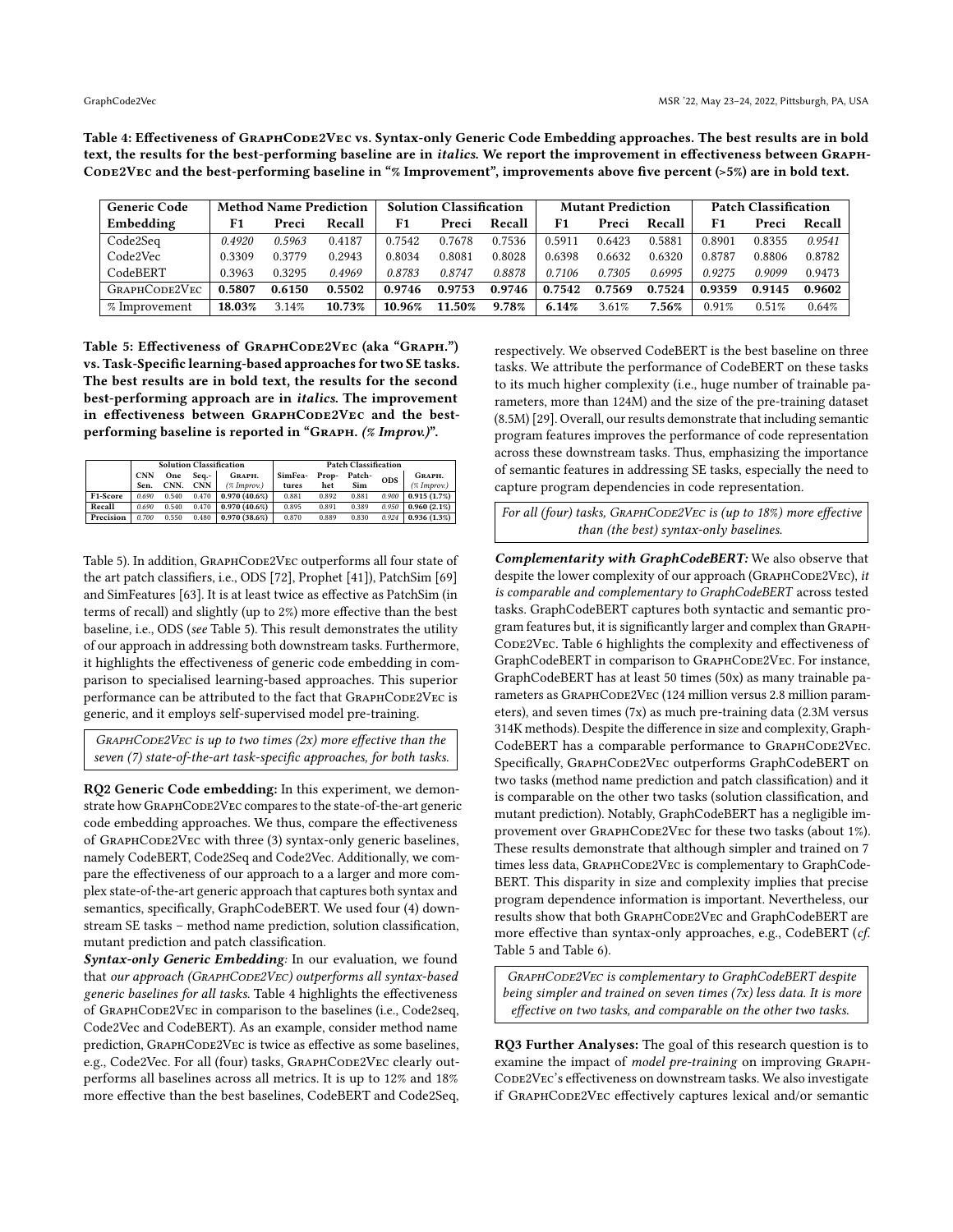**Table 4: Effectiveness of GraphCode2Vec vs. Syntax-only Generic Code Embedding approaches. The best results are in bold text, the results for the best-performing baseline are in *italics*. We report the improvement in effectiveness between GraphCode2Vec and the best-performing baseline in "% Improvement", improvements above five percent (>5%) are in bold text.**

| Generic Code Embedding | Method Name Prediction | | | Solution Classification | | | Mutant Prediction | | | Patch Classification | | |
|---|---|---|---|---|---|---|---|---|---|---|---|---|
| | F1 | Preci | Recall | F1 | Preci | Recall | F1 | Preci | Recall | F1 | Preci | Recall |
| Code2Seq | *0.4920* | *0.5963* | 0.4187 | 0.7542 | 0.7678 | 0.7536 | 0.5911 | 0.6423 | 0.5881 | 0.8901 | 0.8355 | *0.9541* |
| Code2Vec | 0.3309 | 0.3779 | 0.2943 | 0.8034 | 0.8081 | 0.8028 | 0.6398 | 0.6632 | 0.6320 | 0.8787 | 0.8806 | 0.8782 |
| CodeBERT | 0.3963 | 0.3295 | *0.4969* | *0.8783* | *0.8747* | *0.8878* | *0.7106* | *0.7305* | *0.6995* | *0.9275* | *0.9099* | 0.9473 |
| GraphCode2Vec | **0.5807** | **0.6150** | **0.5502** | **0.9746** | **0.9753** | **0.9746** | **0.7542** | **0.7569** | **0.7524** | **0.9359** | **0.9145** | **0.9602** |
| % Improvement | **18.03%** | 3.14% | **10.73%** | **10.96%** | **11.50%** | **9.78%** | **6.14%** | 3.61% | **7.56%** | 0.91% | 0.51% | 0.64% |

**Table 5: Effectiveness of GraphCode2Vec (aka "Graph.") vs. Task-Specific learning-based approaches for two SE tasks. The best results are in bold text, the results for the second best-performing approach are in *italics*. The improvement in effectiveness between GraphCode2Vec and the best-performing baseline is reported in "Graph. *(% Improv.)*".**

| | Solution Classification | | | | Patch Classification | | | | |
|---|---|---|---|---|---|---|---|---|---|
| | CNN Sen. | One CNN. | Seq.-CNN | Graph. *(% Improv.)* | SimFeatures | Prophet | Patch-Sim | ODS | Graph. *(% Improv.)* |
| F1-Score | *0.690* | 0.540 | 0.470 | **0.970 (40.6%)** | 0.881 | 0.892 | 0.881 | *0.900* | **0.915 (1.7%)** |
| Recall | *0.690* | 0.540 | 0.470 | **0.970 (40.6%)** | 0.895 | 0.891 | 0.389 | *0.950* | **0.960 (2.1%)** |
| Precision | *0.700* | 0.550 | 0.480 | **0.970 (38.6%)** | 0.870 | 0.889 | 0.830 | *0.924* | **0.936 (1.3%)** |

Table 5). In addition, GraphCode2Vec outperforms all four state of the art patch classifiers, i.e., ODS [72], Prophet [41]), PatchSim [69] and SimFeatures [63]. It is at least twice as effective as PatchSim (in terms of recall) and slightly (up to 2%) more effective than the best baseline, i.e., ODS (*see* Table 5). This result demonstrates the utility of our approach in addressing both downstream tasks. Furthermore, it highlights the effectiveness of generic code embedding in comparison to specialised learning-based approaches. This superior performance can be attributed to the fact that GraphCode2Vec is generic, and it employs self-supervised model pre-training.

> *GraphCode2Vec is up to two times (2x) more effective than the seven (7) state-of-the-art task-specific approaches, for both tasks.*

**RQ2 Generic Code embedding:** In this experiment, we demonstrate how GraphCode2Vec compares to the state-of-the-art generic code embedding approaches. We thus, compare the effectiveness of GraphCode2Vec with three (3) syntax-only generic baselines, namely CodeBERT, Code2Seq and Code2Vec. Additionally, we compare the effectiveness of our approach to a a larger and more complex state-of-the-art generic approach that captures both syntax and semantics, specifically, GraphCodeBERT. We used four (4) downstream SE tasks – method name prediction, solution classification, mutant prediction and patch classification.

***Syntax-only Generic Embedding:*** In our evaluation, we found that *our approach (GraphCode2Vec) outperforms all syntax-based generic baselines for all tasks.* Table 4 highlights the effectiveness of GraphCode2Vec in comparison to the baselines (i.e., Code2seq, Code2Vec and CodeBERT). As an example, consider method name prediction, GraphCode2Vec is twice as effective as some baselines, e.g., Code2Vec. For all (four) tasks, GraphCode2Vec clearly outperforms all baselines across all metrics. It is up to 12% and 18% more effective than the best baselines, CodeBERT and Code2Seq, respectively. We observed CodeBERT is the best baseline on three tasks. We attribute the performance of CodeBERT on these tasks to its much higher complexity (i.e., huge number of trainable parameters, more than 124M) and the size of the pre-training dataset (8.5M) [29]. Overall, our results demonstrate that including semantic program features improves the performance of code representation across these downstream tasks. Thus, emphasizing the importance of semantic features in addressing SE tasks, especially the need to capture program dependencies in code representation.

> *For all (four) tasks, GraphCode2Vec is (up to 18%) more effective than (the best) syntax-only baselines.*

***Complementarity with GraphCodeBERT:*** We also observe that despite the lower complexity of our approach (GraphCode2Vec), *it is comparable and complementary to GraphCodeBERT* across tested tasks. GraphCodeBERT captures both syntactic and semantic program features but, it is significantly larger and complex than GraphCode2Vec. Table 6 highlights the complexity and effectiveness of GraphCodeBERT in comparison to GraphCode2Vec. For instance, GraphCodeBERT has at least 50 times (50x) as many trainable parameters as GraphCode2Vec (124 million versus 2.8 million parameters), and seven times (7x) as much pre-training data (2.3M versus 314K methods). Despite the difference in size and complexity, GraphCodeBERT has a comparable performance to GraphCode2Vec. Specifically, GraphCode2Vec outperforms GraphCodeBERT on two tasks (method name prediction and patch classification) and it is comparable on the other two tasks (solution classification, and mutant prediction). Notably, GraphCodeBERT has a negligible improvement over GraphCode2Vec for these two tasks (about 1%). These results demonstrate that although simpler and trained on 7 times less data, GraphCode2Vec is complementary to GraphCodeBERT. This disparity in size and complexity implies that precise program dependence information is important. Nevertheless, our results show that both GraphCode2Vec and GraphCodeBERT are more effective than syntax-only approaches, e.g., CodeBERT (*cf.* Table 5 and Table 6).

> *GraphCode2Vec is complementary to GraphCodeBERT despite being simpler and trained on seven times (7x) less data. It is more effective on two tasks, and comparable on the other two tasks.*

**RQ3 Further Analyses:** The goal of this research question is to examine the impact of *model pre-training* on improving GraphCode2Vec's effectiveness on downstream tasks. We also investigate if GraphCode2Vec effectively captures lexical and/or semantic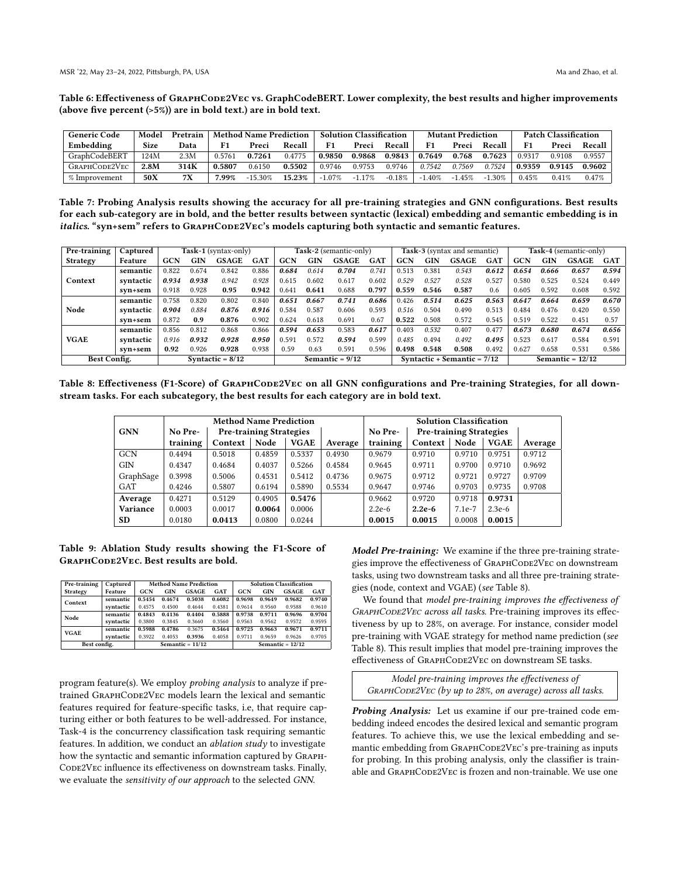Table 6: Effectiveness of GraphCode2Vec vs. GraphCodeBERT. Lower complexity, the best results and higher improvements (above five percent (>5%)) are in bold text.) are in bold text.

| Generic Code Embedding | Model Size | Pretrain Data | Method Name Prediction | | | Solution Classification | | | Mutant Prediction | | | Patch Classification | | |
|---|---|---|---|---|---|---|---|---|---|---|---|---|---|---|
| | | | F1 | Preci | Recall | F1 | Preci | Recall | F1 | Preci | Recall | F1 | Preci | Recall |
| GraphCodeBERT | 124M | 2.3M | 0.5761 | **0.7261** | 0.4775 | **0.9850** | **0.9868** | **0.9843** | **0.7649** | **0.768** | **0.7623** | 0.9317 | 0.9108 | 0.9557 |
| GraphCode2Vec | **2.8M** | **314K** | **0.5807** | 0.6150 | **0.5502** | 0.9746 | 0.9753 | 0.9746 | *0.7542* | *0.7569* | *0.7524* | **0.9359** | **0.9145** | **0.9602** |
| % Improvement | **50X** | **7X** | **7.99%** | -15.30% | **15.23%** | -1.07% | -1.17% | -0.18% | -1.40% | -1.45% | -1.30% | 0.45% | 0.41% | 0.47% |

Table 7: Probing Analysis results showing the accuracy for all pre-training strategies and GNN configurations. Best results for each sub-category are in bold, and the better results between syntactic (lexical) embedding and semantic embedding is in *italics*. "syn+sem" refers to GraphCode2Vec's models capturing both syntactic and semantic features.

| Pre-training Strategy | Captured Feature | Task-1 (syntax-only) | | | | Task-2 (semantic-only) | | | | Task-3 (syntax and semantic) | | | | Task-4 (semantic-only) | | | |
|---|---|---|---|---|---|---|---|---|---|---|---|---|---|---|---|---|---|
| | | GCN | GIN | GSAGE | GAT | GCN | GIN | GSAGE | GAT | GCN | GIN | GSAGE | GAT | GCN | GIN | GSAGE | GAT |
| Context | semantic | 0.822 | 0.674 | 0.842 | 0.886 | ***0.684*** | *0.614* | ***0.704*** | *0.741* | 0.513 | 0.381 | *0.543* | ***0.612*** | ***0.654*** | ***0.666*** | ***0.657*** | ***0.594*** |
| | syntactic | ***0.934*** | ***0.938*** | *0.942* | *0.928* | 0.615 | 0.602 | 0.617 | 0.602 | *0.529* | *0.527* | 0.528 | 0.527 | 0.580 | 0.525 | 0.524 | 0.449 |
| | syn+sem | 0.918 | 0.928 | **0.95** | **0.942** | 0.641 | **0.641** | 0.688 | **0.797** | **0.559** | **0.546** | **0.587** | 0.6 | 0.605 | 0.592 | 0.608 | 0.592 |
| Node | semantic | 0.758 | 0.820 | 0.802 | 0.840 | ***0.651*** | ***0.667*** | ***0.741*** | ***0.686*** | 0.426 | ***0.514*** | ***0.625*** | ***0.563*** | ***0.647*** | ***0.664*** | ***0.659*** | ***0.670*** |
| | syntactic | ***0.904*** | *0.884* | ***0.876*** | ***0.916*** | 0.584 | 0.587 | 0.606 | 0.593 | *0.516* | 0.504 | 0.490 | 0.513 | 0.484 | 0.476 | 0.420 | 0.550 |
| | syn+sem | 0.872 | **0.9** | **0.876** | 0.902 | 0.624 | 0.618 | 0.691 | 0.67 | **0.522** | 0.508 | 0.572 | 0.545 | 0.519 | 0.522 | 0.451 | 0.57 |
| VGAE | semantic | 0.856 | 0.812 | 0.868 | 0.866 | ***0.594*** | ***0.653*** | 0.583 | ***0.617*** | 0.403 | *0.532* | 0.407 | 0.477 | ***0.673*** | ***0.680*** | ***0.674*** | ***0.656*** |
| | syntactic | *0.916* | ***0.932*** | ***0.928*** | ***0.950*** | 0.591 | 0.572 | ***0.594*** | 0.599 | *0.485* | 0.494 | *0.492* | ***0.495*** | 0.523 | 0.617 | 0.584 | 0.591 |
| | syn+sem | **0.92** | 0.926 | **0.928** | 0.938 | 0.59 | 0.63 | 0.591 | 0.596 | **0.498** | **0.548** | **0.508** | 0.492 | 0.627 | 0.658 | 0.531 | 0.586 |
| Best Config. | | Syntactic = 8/12 | | | | Semantic = 9/12 | | | | Syntactic + Semantic = 7/12 | | | | Semantic = 12/12 | | | |

Table 8: Effectiveness (F1-Score) of GraphCode2Vec on all GNN configurations and Pre-training Strategies, for all downstream tasks. For each subcategory, the best results for each category are in bold text.

| GNN | Method Name Prediction | | | | | Solution Classification | | | | |
|---|---|---|---|---|---|---|---|---|---|---|
| | No Pre-training | Pre-training Strategies | | | Average | No Pre-training | Pre-training Strategies | | | Average |
| | | Context | Node | VGAE | | | Context | Node | VGAE | |
| GCN | 0.4494 | 0.5018 | 0.4859 | 0.5337 | 0.4930 | 0.9679 | 0.9710 | 0.9710 | 0.9751 | 0.9712 |
| GIN | 0.4347 | 0.4684 | 0.4037 | 0.5266 | 0.4584 | 0.9645 | 0.9711 | 0.9700 | 0.9710 | 0.9692 |
| GraphSage | 0.3998 | 0.5006 | 0.4531 | 0.5412 | 0.4736 | 0.9675 | 0.9712 | 0.9721 | 0.9727 | 0.9709 |
| GAT | 0.4246 | 0.5807 | 0.6194 | 0.5890 | 0.5534 | 0.9647 | 0.9746 | 0.9703 | 0.9735 | 0.9708 |
| **Average** | 0.4271 | 0.5129 | 0.4905 | **0.5476** | | 0.9662 | 0.9720 | 0.9718 | **0.9731** | |
| **Variance** | 0.0003 | 0.0017 | **0.0064** | 0.0006 | | 2.2e-6 | **2.2e-6** | 7.1e-7 | 2.3e-6 | |
| **SD** | 0.0180 | **0.0413** | 0.0800 | 0.0244 | | **0.0015** | **0.0015** | 0.0008 | **0.0015** | |

Table 9: Ablation Study results showing the F1-Score of GraphCode2Vec. Best results are bold.

| Pre-training Strategy | Captured Feature | Method Name Prediction | | | | Solution Classification | | | |
|---|---|---|---|---|---|---|---|---|---|
| | | GCN | GIN | GSAGE | GAT | GCN | GIN | GSAGE | GAT |
| Context | semantic | **0.5454** | **0.4674** | **0.5038** | **0.6082** | **0.9698** | **0.9649** | **0.9682** | **0.9740** |
| | syntactic | 0.4575 | 0.4500 | 0.4644 | 0.4381 | 0.9614 | 0.9560 | 0.9588 | 0.9610 |
| Node | semantic | **0.4843** | **0.4136** | **0.4404** | **0.5888** | **0.9738** | **0.9711** | **0.9696** | **0.9704** |
| | syntactic | 0.3800 | 0.3845 | 0.3660 | 0.3560 | 0.9563 | 0.9562 | 0.9572 | 0.9595 |
| VGAE | semantic | **0.5988** | **0.4786** | 0.3675 | **0.5464** | **0.9725** | **0.9663** | **0.9671** | **0.9711** |
| | syntactic | 0.3922 | 0.4053 | **0.3936** | 0.4058 | 0.9711 | 0.9659 | 0.9626 | 0.9705 |
| Best config. | | Semantic = 11/12 | | | | Semantic = 12/12 | | | |

program feature(s). We employ *probing analysis* to analyze if pre-trained GraphCode2Vec models learn the lexical and semantic features required for feature-specific tasks, i.e, that require capturing either or both features to be well-addressed. For instance, Task-4 is the concurrency classification task requiring semantic features. In addition, we conduct an *ablation study* to investigate how the syntactic and semantic information captured by GraphCode2Vec influence its effectiveness on downstream tasks. Finally, we evaluate the *sensitivity of our approach* to the selected *GNN*.

***Model Pre-training:*** We examine if the three pre-training strategies improve the effectiveness of GraphCode2Vec on downstream tasks, using two downstream tasks and all three pre-training strategies (node, context and VGAE) (*see* Table 8).

We found that *model pre-training improves the effectiveness of GraphCode2Vec across all tasks*. Pre-training improves its effectiveness by up to 28%, on average. For instance, consider model pre-training with VGAE strategy for method name prediction (*see* Table 8). This result implies that model pre-training improves the effectiveness of GraphCode2Vec on downstream SE tasks.

> *Model pre-training improves the effectiveness of GraphCode2Vec (by up to 28%, on average) across all tasks.*

***Probing Analysis:*** Let us examine if our pre-trained code embedding indeed encodes the desired lexical and semantic program features. To achieve this, we use the lexical embedding and semantic embedding from GraphCode2Vec's pre-training as inputs for probing. In this probing analysis, only the classifier is trainable and GraphCode2Vec is frozen and non-trainable. We use one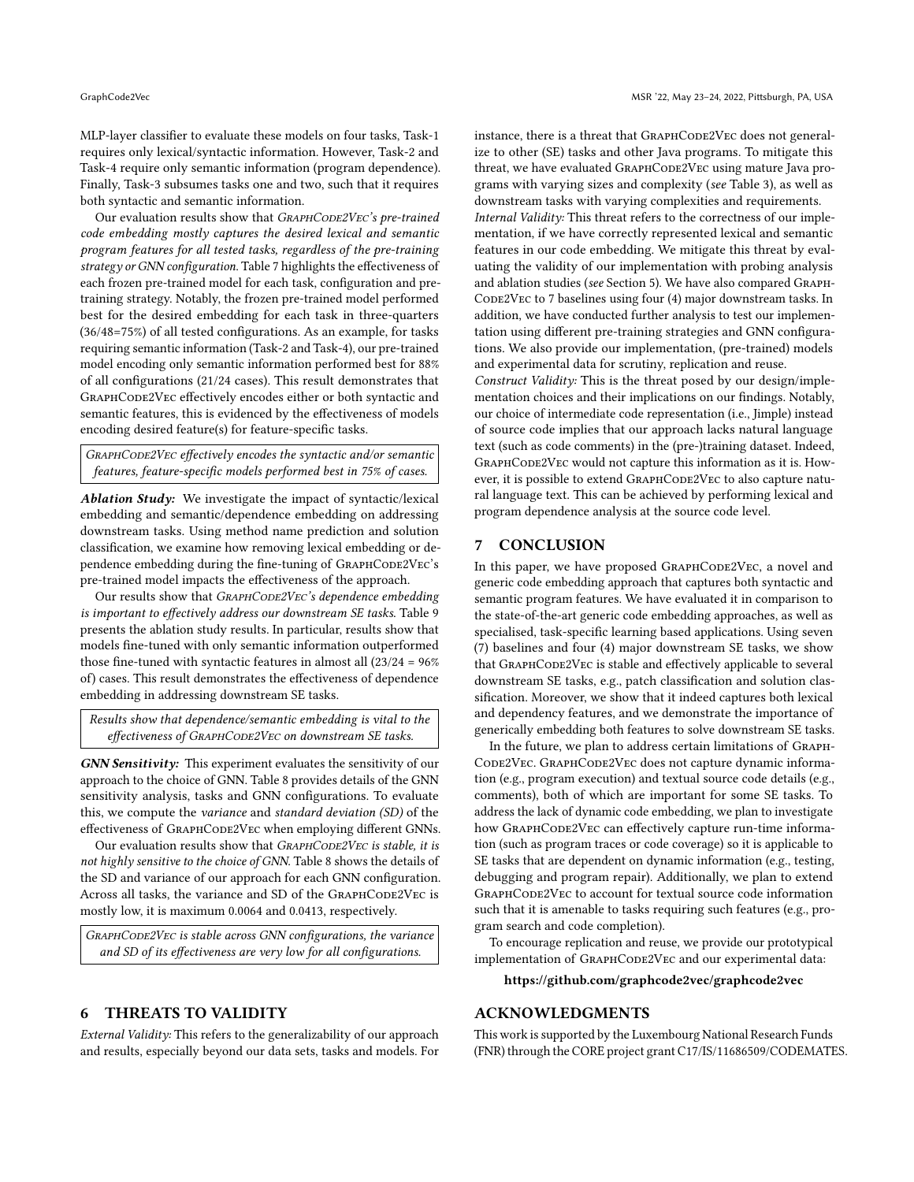MLP-layer classifier to evaluate these models on four tasks, Task-1 requires only lexical/syntactic information. However, Task-2 and Task-4 require only semantic information (program dependence). Finally, Task-3 subsumes tasks one and two, such that it requires both syntactic and semantic information.

Our evaluation results show that *GraphCode2Vec's pre-trained code embedding mostly captures the desired lexical and semantic program features for all tested tasks, regardless of the pre-training strategy or GNN configuration.* Table 7 highlights the effectiveness of each frozen pre-trained model for each task, configuration and pre-training strategy. Notably, the frozen pre-trained model performed best for the desired embedding for each task in three-quarters (36/48=75%) of all tested configurations. As an example, for tasks requiring semantic information (Task-2 and Task-4), our pre-trained model encoding only semantic information performed best for 88% of all configurations (21/24 cases). This result demonstrates that GraphCode2Vec effectively encodes either or both syntactic and semantic features, this is evidenced by the effectiveness of models encoding desired feature(s) for feature-specific tasks.

> *GraphCode2Vec effectively encodes the syntactic and/or semantic features, feature-specific models performed best in 75% of cases.*

***Ablation Study:*** We investigate the impact of syntactic/lexical embedding and semantic/dependence embedding on addressing downstream tasks. Using method name prediction and solution classification, we examine how removing lexical embedding or dependence embedding during the fine-tuning of GraphCode2Vec's pre-trained model impacts the effectiveness of the approach.

Our results show that *GraphCode2Vec's dependence embedding is important to effectively address our downstream SE tasks.* Table 9 presents the ablation study results. In particular, results show that models fine-tuned with only semantic information outperformed those fine-tuned with syntactic features in almost all (23/24 = 96% of) cases. This result demonstrates the effectiveness of dependence embedding in addressing downstream SE tasks.

> *Results show that dependence/semantic embedding is vital to the effectiveness of GraphCode2Vec on downstream SE tasks.*

***GNN Sensitivity:*** This experiment evaluates the sensitivity of our approach to the choice of GNN. Table 8 provides details of the GNN sensitivity analysis, tasks and GNN configurations. To evaluate this, we compute the *variance* and *standard deviation (SD)* of the effectiveness of GraphCode2Vec when employing different GNNs.

Our evaluation results show that *GraphCode2Vec is stable, it is not highly sensitive to the choice of GNN.* Table 8 shows the details of the SD and variance of our approach for each GNN configuration. Across all tasks, the variance and SD of the GraphCode2Vec is mostly low, it is maximum 0.0064 and 0.0413, respectively.

> *GraphCode2Vec is stable across GNN configurations, the variance and SD of its effectiveness are very low for all configurations.*

## 6 THREATS TO VALIDITY

*External Validity:* This refers to the generalizability of our approach and results, especially beyond our data sets, tasks and models. For instance, there is a threat that GraphCode2Vec does not generalize to other (SE) tasks and other Java programs. To mitigate this threat, we have evaluated GraphCode2Vec using mature Java programs with varying sizes and complexity (*see* Table 3), as well as downstream tasks with varying complexities and requirements.

*Internal Validity:* This threat refers to the correctness of our implementation, if we have correctly represented lexical and semantic features in our code embedding. We mitigate this threat by evaluating the validity of our implementation with probing analysis and ablation studies (*see* Section 5). We have also compared GraphCode2Vec to 7 baselines using four (4) major downstream tasks. In addition, we have conducted further analysis to test our implementation using different pre-training strategies and GNN configurations. We also provide our implementation, (pre-trained) models and experimental data for scrutiny, replication and reuse.

*Construct Validity:* This is the threat posed by our design/implementation choices and their implications on our findings. Notably, our choice of intermediate code representation (i.e., Jimple) instead of source code implies that our approach lacks natural language text (such as code comments) in the (pre-)training dataset. Indeed, GraphCode2Vec would not capture this information as it is. However, it is possible to extend GraphCode2Vec to also capture natural language text. This can be achieved by performing lexical and program dependence analysis at the source code level.

## 7 CONCLUSION

In this paper, we have proposed GraphCode2Vec, a novel and generic code embedding approach that captures both syntactic and semantic program features. We have evaluated it in comparison to the state-of-the-art generic code embedding approaches, as well as specialised, task-specific learning based applications. Using seven (7) baselines and four (4) major downstream SE tasks, we show that GraphCode2Vec is stable and effectively applicable to several downstream SE tasks, e.g., patch classification and solution classification. Moreover, we show that it indeed captures both lexical and dependency features, and we demonstrate the importance of generically embedding both features to solve downstream SE tasks.

In the future, we plan to address certain limitations of GraphCode2Vec. GraphCode2Vec does not capture dynamic information (e.g., program execution) and textual source code details (e.g., comments), both of which are important for some SE tasks. To address the lack of dynamic code embedding, we plan to investigate how GraphCode2Vec can effectively capture run-time information (such as program traces or code coverage) so it is applicable to SE tasks that are dependent on dynamic information (e.g., testing, debugging and program repair). Additionally, we plan to extend GraphCode2Vec to account for textual source code information such that it is amenable to tasks requiring such features (e.g., program search and code completion).

To encourage replication and reuse, we provide our prototypical implementation of GraphCode2Vec and our experimental data:

**https://github.com/graphcode2vec/graphcode2vec**

## ACKNOWLEDGMENTS

This work is supported by the Luxembourg National Research Funds (FNR) through the CORE project grant C17/IS/11686509/CODEMATES.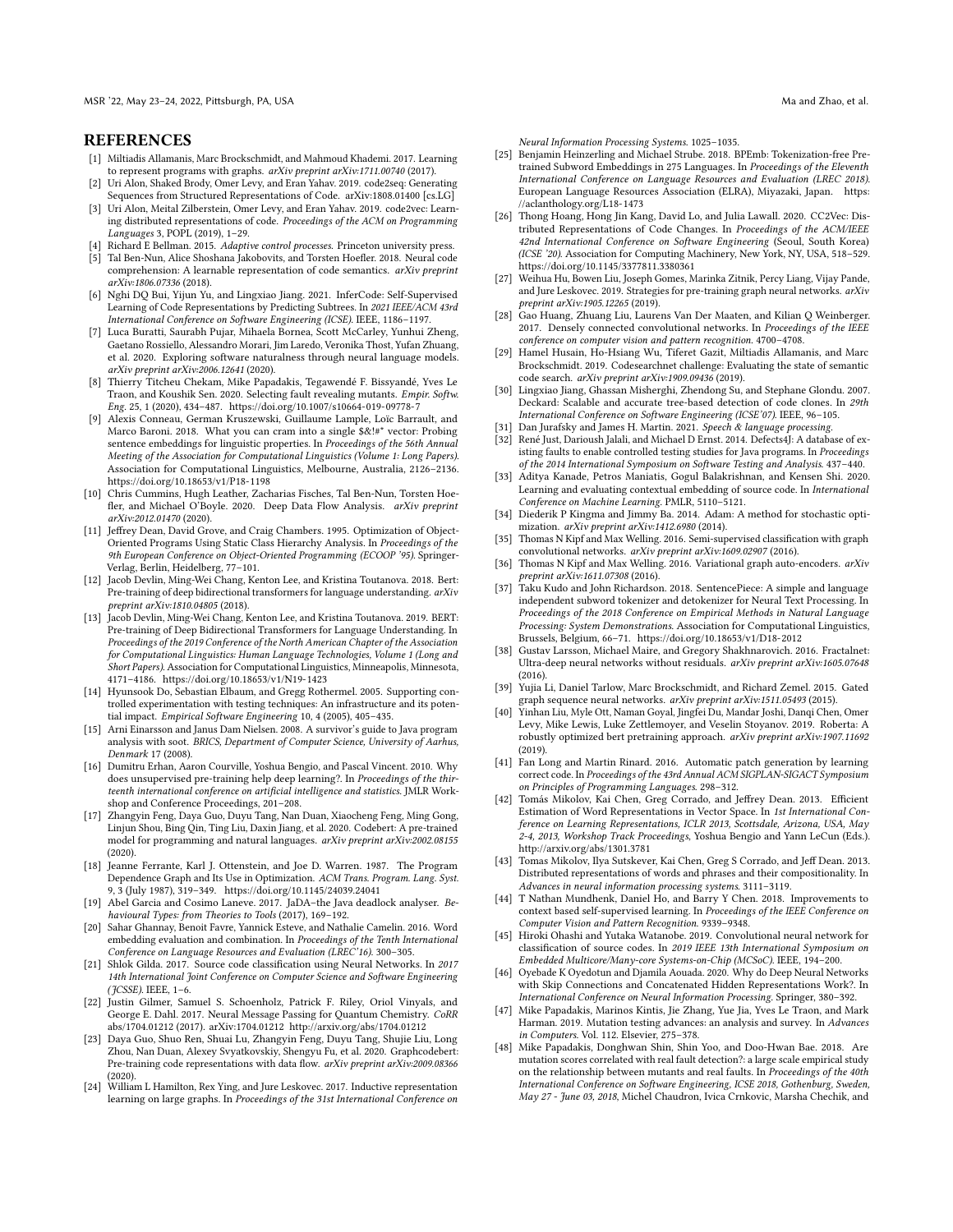## REFERENCES

- [1] Miltiadis Allamanis, Marc Brockschmidt, and Mahmoud Khademi. 2017. Learning to represent programs with graphs. *arXiv preprint arXiv:1711.00740* (2017).
- [2] Uri Alon, Shaked Brody, Omer Levy, and Eran Yahav. 2019. code2seq: Generating Sequences from Structured Representations of Code. arXiv:1808.01400 [cs.LG]
- [3] Uri Alon, Meital Zilberstein, Omer Levy, and Eran Yahav. 2019. code2vec: Learning distributed representations of code. *Proceedings of the ACM on Programming Languages* 3, POPL (2019), 1–29.
- [4] Richard E Bellman. 2015. *Adaptive control processes*. Princeton university press.
- [5] Tal Ben-Nun, Alice Shoshana Jakobovits, and Torsten Hoefler. 2018. Neural code comprehension: A learnable representation of code semantics. *arXiv preprint arXiv:1806.07336* (2018).
- [6] Nghi DQ Bui, Yijun Yu, and Lingxiao Jiang. 2021. InferCode: Self-Supervised Learning of Code Representations by Predicting Subtrees. In *2021 IEEE/ACM 43rd International Conference on Software Engineering (ICSE)*. IEEE, 1186–1197.
- [7] Luca Buratti, Saurabh Pujar, Mihaela Bornea, Scott McCarley, Yunhui Zheng, Gaetano Rossiello, Alessandro Morari, Jim Laredo, Veronika Thost, Yufan Zhuang, et al. 2020. Exploring software naturalness through neural language models. *arXiv preprint arXiv:2006.12641* (2020).
- [8] Thierry Titcheu Chekam, Mike Papadakis, Tegawendé F. Bissyandé, Yves Le Traon, and Koushik Sen. 2020. Selecting fault revealing mutants. *Empir. Softw. Eng.* 25, 1 (2020), 434–487. https://doi.org/10.1007/s10664-019-09778-7
- [9] Alexis Conneau, German Kruszewski, Guillaume Lample, Loïc Barrault, and Marco Baroni. 2018. What you can cram into a single $&!#* vector: Probing sentence embeddings for linguistic properties. In *Proceedings of the 56th Annual Meeting of the Association for Computational Linguistics (Volume 1: Long Papers)*. Association for Computational Linguistics, Melbourne, Australia, 2126–2136. https://doi.org/10.18653/v1/P18-1198
- [10] Chris Cummins, Hugh Leather, Zacharias Fisches, Tal Ben-Nun, Torsten Hoefler, and Michael O'Boyle. 2020. Deep Data Flow Analysis. *arXiv preprint arXiv:2012.01470* (2020).
- [11] Jeffrey Dean, David Grove, and Craig Chambers. 1995. Optimization of Object-Oriented Programs Using Static Class Hierarchy Analysis. In *Proceedings of the 9th European Conference on Object-Oriented Programming (ECOOP '95)*. Springer-Verlag, Berlin, Heidelberg, 77–101.
- [12] Jacob Devlin, Ming-Wei Chang, Kenton Lee, and Kristina Toutanova. 2018. Bert: Pre-training of deep bidirectional transformers for language understanding. *arXiv preprint arXiv:1810.04805* (2018).
- [13] Jacob Devlin, Ming-Wei Chang, Kenton Lee, and Kristina Toutanova. 2019. BERT: Pre-training of Deep Bidirectional Transformers for Language Understanding. In *Proceedings of the 2019 Conference of the North American Chapter of the Association for Computational Linguistics: Human Language Technologies, Volume 1 (Long and Short Papers)*. Association for Computational Linguistics, Minneapolis, Minnesota, 4171–4186. https://doi.org/10.18653/v1/N19-1423
- [14] Hyunsook Do, Sebastian Elbaum, and Gregg Rothermel. 2005. Supporting controlled experimentation with testing techniques: An infrastructure and its potential impact. *Empirical Software Engineering* 10, 4 (2005), 405–435.
- [15] Arni Einarsson and Janus Dam Nielsen. 2008. A survivor's guide to Java program analysis with soot. *BRICS, Department of Computer Science, University of Aarhus, Denmark* 17 (2008).
- [16] Dumitru Erhan, Aaron Courville, Yoshua Bengio, and Pascal Vincent. 2010. Why does unsupervised pre-training help deep learning?. In *Proceedings of the thirteenth international conference on artificial intelligence and statistics*. JMLR Workshop and Conference Proceedings, 201–208.
- [17] Zhangyin Feng, Daya Guo, Duyu Tang, Nan Duan, Xiaocheng Feng, Ming Gong, Linjun Shou, Bing Qin, Ting Liu, Daxin Jiang, et al. 2020. Codebert: A pre-trained model for programming and natural languages. *arXiv preprint arXiv:2002.08155* (2020).
- [18] Jeanne Ferrante, Karl J. Ottenstein, and Joe D. Warren. 1987. The Program Dependence Graph and Its Use in Optimization. *ACM Trans. Program. Lang. Syst.* 9, 3 (July 1987), 319–349. https://doi.org/10.1145/24039.24041
- [19] Abel Garcia and Cosimo Laneve. 2017. JaDA–the Java deadlock analyser. *Behavioural Types: from Theories to Tools* (2017), 169–192.
- [20] Sahar Ghannay, Benoit Favre, Yannick Esteve, and Nathalie Camelin. 2016. Word embedding evaluation and combination. In *Proceedings of the Tenth International Conference on Language Resources and Evaluation (LREC'16)*. 300–305.
- [21] Shlok Gilda. 2017. Source code classification using Neural Networks. In *2017 14th International Joint Conference on Computer Science and Software Engineering (JCSSE)*. IEEE, 1–6.
- [22] Justin Gilmer, Samuel S. Schoenholz, Patrick F. Riley, Oriol Vinyals, and George E. Dahl. 2017. Neural Message Passing for Quantum Chemistry. *CoRR* abs/1704.01212 (2017). arXiv:1704.01212 http://arxiv.org/abs/1704.01212
- [23] Daya Guo, Shuo Ren, Shuai Lu, Zhangyin Feng, Duyu Tang, Shujie Liu, Long Zhou, Nan Duan, Alexey Svyatkovskiy, Shengyu Fu, et al. 2020. Graphcodebert: Pre-training code representations with data flow. *arXiv preprint arXiv:2009.08366* (2020).
- [24] William L Hamilton, Rex Ying, and Jure Leskovec. 2017. Inductive representation learning on large graphs. In *Proceedings of the 31st International Conference on Neural Information Processing Systems*. 1025–1035.
- [25] Benjamin Heinzerling and Michael Strube. 2018. BPEmb: Tokenization-free Pre-trained Subword Embeddings in 275 Languages. In *Proceedings of the Eleventh International Conference on Language Resources and Evaluation (LREC 2018)*. European Language Resources Association (ELRA), Miyazaki, Japan. https://aclanthology.org/L18-1473
- [26] Thong Hoang, Hong Jin Kang, David Lo, and Julia Lawall. 2020. CC2Vec: Distributed Representations of Code Changes. In *Proceedings of the ACM/IEEE 42nd International Conference on Software Engineering* (Seoul, South Korea) *(ICSE '20)*. Association for Computing Machinery, New York, NY, USA, 518–529. https://doi.org/10.1145/3377811.3380361
- [27] Weihua Hu, Bowen Liu, Joseph Gomes, Marinka Zitnik, Percy Liang, Vijay Pande, and Jure Leskovec. 2019. Strategies for pre-training graph neural networks. *arXiv preprint arXiv:1905.12265* (2019).
- [28] Gao Huang, Zhuang Liu, Laurens Van Der Maaten, and Kilian Q Weinberger. 2017. Densely connected convolutional networks. In *Proceedings of the IEEE conference on computer vision and pattern recognition*. 4700–4708.
- [29] Hamel Husain, Ho-Hsiang Wu, Tiferet Gazit, Miltiadis Allamanis, and Marc Brockschmidt. 2019. Codesearchnet challenge: Evaluating the state of semantic code search. *arXiv preprint arXiv:1909.09436* (2019).
- [30] Lingxiao Jiang, Ghassan Misherghi, Zhendong Su, and Stephane Glondu. 2007. Deckard: Scalable and accurate tree-based detection of code clones. In *29th International Conference on Software Engineering (ICSE'07)*. IEEE, 96–105.
- [31] Dan Jurafsky and James H. Martin. 2021. *Speech & language processing*.
- [32] René Just, Darioush Jalali, and Michael D Ernst. 2014. Defects4J: A database of existing faults to enable controlled testing studies for Java programs. In *Proceedings of the 2014 International Symposium on Software Testing and Analysis*. 437–440.
- [33] Aditya Kanade, Petros Maniatis, Gogul Balakrishnan, and Kensen Shi. 2020. Learning and evaluating contextual embedding of source code. In *International Conference on Machine Learning*. PMLR, 5110–5121.
- [34] Diederik P Kingma and Jimmy Ba. 2014. Adam: A method for stochastic optimization. *arXiv preprint arXiv:1412.6980* (2014).
- [35] Thomas N Kipf and Max Welling. 2016. Semi-supervised classification with graph convolutional networks. *arXiv preprint arXiv:1609.02907* (2016).
- [36] Thomas N Kipf and Max Welling. 2016. Variational graph auto-encoders. *arXiv preprint arXiv:1611.07308* (2016).
- [37] Taku Kudo and John Richardson. 2018. SentencePiece: A simple and language independent subword tokenizer and detokenizer for Neural Text Processing. In *Proceedings of the 2018 Conference on Empirical Methods in Natural Language Processing: System Demonstrations*. Association for Computational Linguistics, Brussels, Belgium, 66–71. https://doi.org/10.18653/v1/D18-2012
- [38] Gustav Larsson, Michael Maire, and Gregory Shakhnarovich. 2016. Fractalnet: Ultra-deep neural networks without residuals. *arXiv preprint arXiv:1605.07648* (2016).
- [39] Yujia Li, Daniel Tarlow, Marc Brockschmidt, and Richard Zemel. 2015. Gated graph sequence neural networks. *arXiv preprint arXiv:1511.05493* (2015).
- [40] Yinhan Liu, Myle Ott, Naman Goyal, Jingfei Du, Mandar Joshi, Danqi Chen, Omer Levy, Mike Lewis, Luke Zettlemoyer, and Veselin Stoyanov. 2019. Roberta: A robustly optimized bert pretraining approach. *arXiv preprint arXiv:1907.11692* (2019).
- [41] Fan Long and Martin Rinard. 2016. Automatic patch generation by learning correct code. In *Proceedings of the 43rd Annual ACM SIGPLAN-SIGACT Symposium on Principles of Programming Languages*. 298–312.
- [42] Tomás Mikolov, Kai Chen, Greg Corrado, and Jeffrey Dean. 2013. Efficient Estimation of Word Representations in Vector Space. In *1st International Conference on Learning Representations, ICLR 2013, Scottsdale, Arizona, USA, May 2-4, 2013, Workshop Track Proceedings*, Yoshua Bengio and Yann LeCun (Eds.). http://arxiv.org/abs/1301.3781
- [43] Tomas Mikolov, Ilya Sutskever, Kai Chen, Greg S Corrado, and Jeff Dean. 2013. Distributed representations of words and phrases and their compositionality. In *Advances in neural information processing systems*. 3111–3119.
- [44] T Nathan Mundhenk, Daniel Ho, and Barry Y Chen. 2018. Improvements to context based self-supervised learning. In *Proceedings of the IEEE Conference on Computer Vision and Pattern Recognition*. 9339–9348.
- [45] Hiroki Ohashi and Yutaka Watanobe. 2019. Convolutional neural network for classification of source codes. In *2019 IEEE 13th International Symposium on Embedded Multicore/Many-core Systems-on-Chip (MCSoC)*. IEEE, 194–200.
- [46] Oyebade K Oyedotun and Djamila Aouada. 2020. Why do Deep Neural Networks with Skip Connections and Concatenated Hidden Representations Work?. In *International Conference on Neural Information Processing*. Springer, 380–392.
- [47] Mike Papadakis, Marinos Kintis, Jie Zhang, Yue Jia, Yves Le Traon, and Mark Harman. 2019. Mutation testing advances: an analysis and survey. In *Advances in Computers*. Vol. 112. Elsevier, 275–378.
- [48] Mike Papadakis, Donghwan Shin, Shin Yoo, and Doo-Hwan Bae. 2018. Are mutation scores correlated with real fault detection?: a large scale empirical study on the relationship between mutants and real faults. In *Proceedings of the 40th International Conference on Software Engineering, ICSE 2018, Gothenburg, Sweden, May 27 - June 03, 2018*, Michel Chaudron, Ivica Crnkovic, Marsha Chechik, and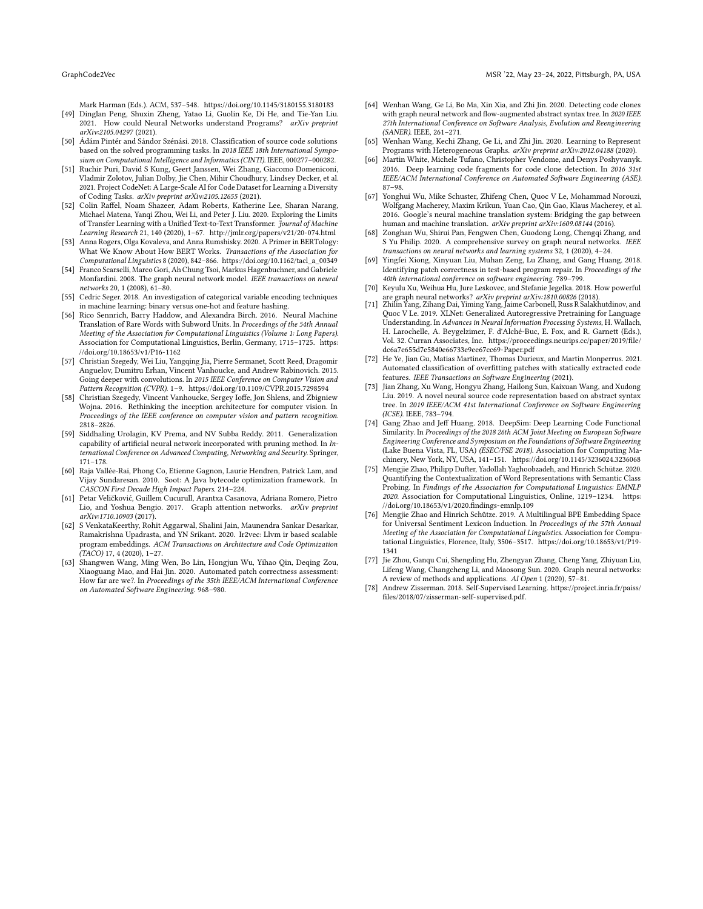Mark Harman (Eds.). ACM, 537–548. https://doi.org/10.1145/3180155.3180183

[49] Dinglan Peng, Shuxin Zheng, Yatao Li, Guolin Ke, Di He, and Tie-Yan Liu. 2021. How could Neural Networks understand Programs? *arXiv preprint arXiv:2105.04297* (2021).

[50] Ádám Pintér and Sándor Szénási. 2018. Classification of source code solutions based on the solved programming tasks. In *2018 IEEE 18th International Symposium on Computational Intelligence and Informatics (CINTI)*. IEEE, 000277–000282.

[51] Ruchir Puri, David S Kung, Geert Janssen, Wei Zhang, Giacomo Domeniconi, Vladmir Zolotov, Julian Dolby, Jie Chen, Mihir Choudhury, Lindsey Decker, et al. 2021. Project CodeNet: A Large-Scale AI for Code Dataset for Learning a Diversity of Coding Tasks. *arXiv preprint arXiv:2105.12655* (2021).

[52] Colin Raffel, Noam Shazeer, Adam Roberts, Katherine Lee, Sharan Narang, Michael Matena, Yanqi Zhou, Wei Li, and Peter J. Liu. 2020. Exploring the Limits of Transfer Learning with a Unified Text-to-Text Transformer. *Journal of Machine Learning Research* 21, 140 (2020), 1–67. http://jmlr.org/papers/v21/20-074.html

[53] Anna Rogers, Olga Kovaleva, and Anna Rumshisky. 2020. A Primer in BERTology: What We Know About How BERT Works. *Transactions of the Association for Computational Linguistics* 8 (2020), 842–866. https://doi.org/10.1162/tacl_a_00349

[54] Franco Scarselli, Marco Gori, Ah Chung Tsoi, Markus Hagenbuchner, and Gabriele Monfardini. 2008. The graph neural network model. *IEEE transactions on neural networks* 20, 1 (2008), 61–80.

[55] Cedric Seger. 2018. An investigation of categorical variable encoding techniques in machine learning: binary versus one-hot and feature hashing.

[56] Rico Sennrich, Barry Haddow, and Alexandra Birch. 2016. Neural Machine Translation of Rare Words with Subword Units. In *Proceedings of the 54th Annual Meeting of the Association for Computational Linguistics (Volume 1: Long Papers)*. Association for Computational Linguistics, Berlin, Germany, 1715–1725. https://doi.org/10.18653/v1/P16-1162

[57] Christian Szegedy, Wei Liu, Yangqing Jia, Pierre Sermanet, Scott Reed, Dragomir Anguelov, Dumitru Erhan, Vincent Vanhoucke, and Andrew Rabinovich. 2015. Going deeper with convolutions. In *2015 IEEE Conference on Computer Vision and Pattern Recognition (CVPR)*. 1–9. https://doi.org/10.1109/CVPR.2015.7298594

[58] Christian Szegedy, Vincent Vanhoucke, Sergey Ioffe, Jon Shlens, and Zbigniew Wojna. 2016. Rethinking the inception architecture for computer vision. In *Proceedings of the IEEE conference on computer vision and pattern recognition*. 2818–2826.

[59] Siddhaling Urolagin, KV Prema, and NV Subba Reddy. 2011. Generalization capability of artificial neural network incorporated with pruning method. In *International Conference on Advanced Computing, Networking and Security*. Springer, 171–178.

[60] Raja Vallée-Rai, Phong Co, Etienne Gagnon, Laurie Hendren, Patrick Lam, and Vijay Sundaresan. 2010. Soot: A Java bytecode optimization framework. In *CASCON First Decade High Impact Papers*. 214–224.

[61] Petar Veličković, Guillem Cucurull, Arantxa Casanova, Adriana Romero, Pietro Lio, and Yoshua Bengio. 2017. Graph attention networks. *arXiv preprint arXiv:1710.10903* (2017).

[62] S VenkataKeerthy, Rohit Aggarwal, Shalini Jain, Maunendra Sankar Desarkar, Ramakrishna Upadrasta, and YN Srikant. 2020. Ir2vec: Llvm ir based scalable program embeddings. *ACM Transactions on Architecture and Code Optimization (TACO)* 17, 4 (2020), 1–27.

[63] Shangwen Wang, Ming Wen, Bo Lin, Hongjun Wu, Yihao Qin, Deqing Zou, Xiaoguang Mao, and Hai Jin. 2020. Automated patch correctness assessment: How far are we?. In *Proceedings of the 35th IEEE/ACM International Conference on Automated Software Engineering*. 968–980.

[64] Wenhan Wang, Ge Li, Bo Ma, Xin Xia, and Zhi Jin. 2020. Detecting code clones with graph neural network and flow-augmented abstract syntax tree. In *2020 IEEE 27th International Conference on Software Analysis, Evolution and Reengineering (SANER)*. IEEE, 261–271.

[65] Wenhan Wang, Kechi Zhang, Ge Li, and Zhi Jin. 2020. Learning to Represent Programs with Heterogeneous Graphs. *arXiv preprint arXiv:2012.04188* (2020).

[66] Martin White, Michele Tufano, Christopher Vendome, and Denys Poshyvanyk. 2016. Deep learning code fragments for code clone detection. In *2016 31st IEEE/ACM International Conference on Automated Software Engineering (ASE)*. 87–98.

[67] Yonghui Wu, Mike Schuster, Zhifeng Chen, Quoc V Le, Mohammad Norouzi, Wolfgang Macherey, Maxim Krikun, Yuan Cao, Qin Gao, Klaus Macherey, et al. 2016. Google's neural machine translation system: Bridging the gap between human and machine translation. *arXiv preprint arXiv:1609.08144* (2016).

[68] Zonghan Wu, Shirui Pan, Fengwen Chen, Guodong Long, Chengqi Zhang, and S Yu Philip. 2020. A comprehensive survey on graph neural networks. *IEEE transactions on neural networks and learning systems* 32, 1 (2020), 4–24.

[69] Yingfei Xiong, Xinyuan Liu, Muhan Zeng, Lu Zhang, and Gang Huang. 2018. Identifying patch correctness in test-based program repair. In *Proceedings of the 40th international conference on software engineering*. 789–799.

[70] Keyulu Xu, Weihua Hu, Jure Leskovec, and Stefanie Jegelka. 2018. How powerful are graph neural networks? *arXiv preprint arXiv:1810.00826* (2018).

[71] Zhilin Yang, Zihang Dai, Yiming Yang, Jaime Carbonell, Russ R Salakhutdinov, and Quoc V Le. 2019. XLNet: Generalized Autoregressive Pretraining for Language Understanding. In *Advances in Neural Information Processing Systems*, H. Wallach, H. Larochelle, A. Beygelzimer, F. d'Alché-Buc, E. Fox, and R. Garnett (Eds.), Vol. 32. Curran Associates, Inc. https://proceedings.neurips.cc/paper/2019/file/dc6a7e655d7e5840e66733e9ee67cc69-Paper.pdf

[72] He Ye, Jian Gu, Matias Martinez, Thomas Durieux, and Martin Monperrus. 2021. Automated classification of overfitting patches with statically extracted code features. *IEEE Transactions on Software Engineering* (2021).

[73] Jian Zhang, Xu Wang, Hongyu Zhang, Hailong Sun, Kaixuan Wang, and Xudong Liu. 2019. A novel neural source code representation based on abstract syntax tree. In *2019 IEEE/ACM 41st International Conference on Software Engineering (ICSE)*. IEEE, 783–794.

[74] Gang Zhao and Jeff Huang. 2018. DeepSim: Deep Learning Code Functional Similarity. In *Proceedings of the 2018 26th ACM Joint Meeting on European Software Engineering Conference and Symposium on the Foundations of Software Engineering* (Lake Buena Vista, FL, USA) *(ESEC/FSE 2018)*. Association for Computing Machinery, New York, NY, USA, 141–151. https://doi.org/10.1145/3236024.3236068

[75] Mengjie Zhao, Philipp Dufter, Yadollah Yaghoobzadeh, and Hinrich Schütze. 2020. Quantifying the Contextualization of Word Representations with Semantic Class Probing. In *Findings of the Association for Computational Linguistics: EMNLP 2020*. Association for Computational Linguistics, Online, 1219–1234. https://doi.org/10.18653/v1/2020.findings-emnlp.109

[76] Mengjie Zhao and Hinrich Schütze. 2019. A Multilingual BPE Embedding Space for Universal Sentiment Lexicon Induction. In *Proceedings of the 57th Annual Meeting of the Association for Computational Linguistics*. Association for Computational Linguistics, Florence, Italy, 3506–3517. https://doi.org/10.18653/v1/P19-1341

[77] Jie Zhou, Ganqu Cui, Shengding Hu, Zhengyan Zhang, Cheng Yang, Zhiyuan Liu, Lifeng Wang, Changcheng Li, and Maosong Sun. 2020. Graph neural networks: A review of methods and applications. *AI Open* 1 (2020), 57–81.

[78] Andrew Zisserman. 2018. Self-Supervised Learning. https://project.inria.fr/paiss/files/2018/07/zisserman-self-supervised.pdf.